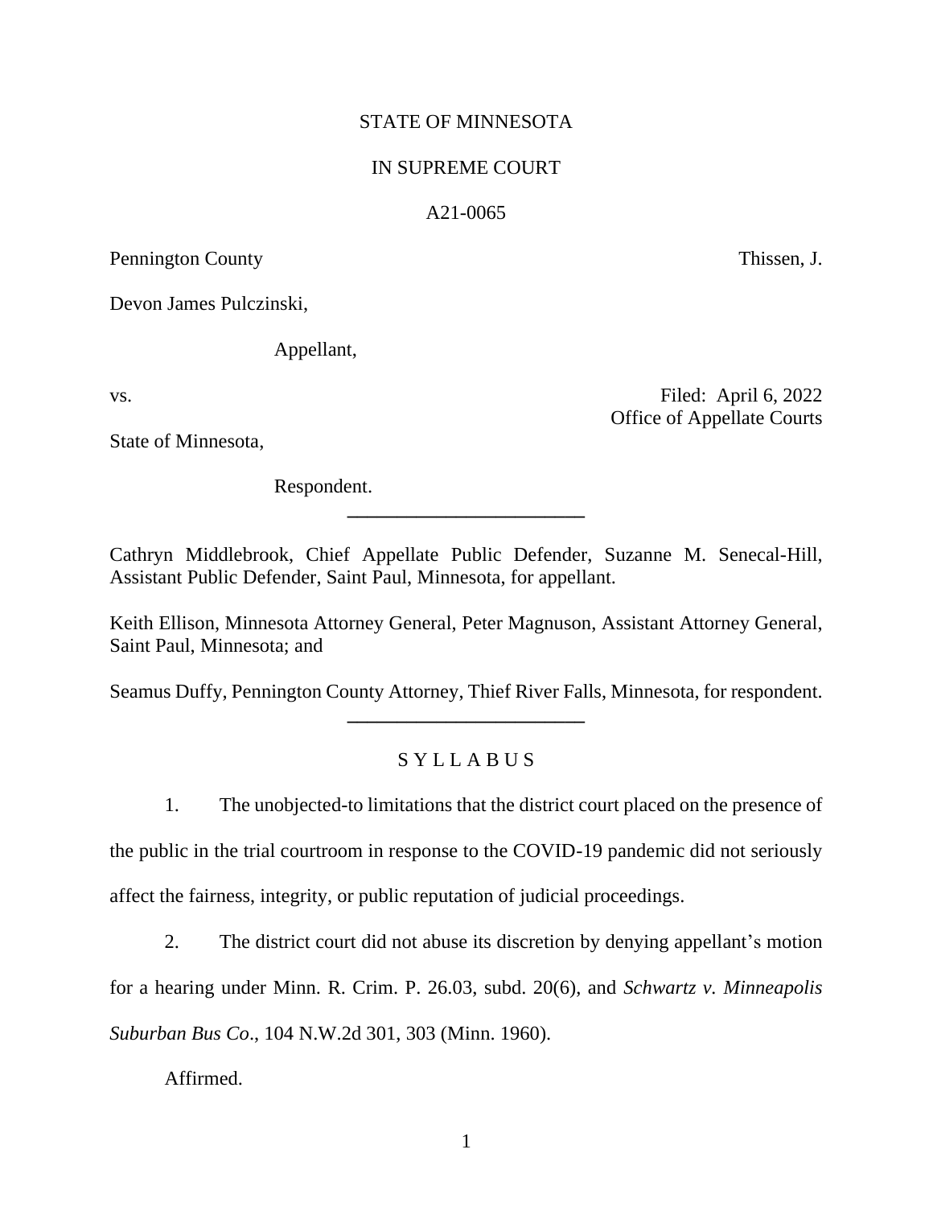STATE OF MINNESOTA

IN SUPREME COURT

A21-0065

Pennington County — Thissen, J.

Devon James Pulczinski,

Appellant,

vs.

Filed: April 6, 2022
Office of Appellate Courts

State of Minnesota,

Respondent.

---

Cathryn Middlebrook, Chief Appellate Public Defender, Suzanne M. Senecal-Hill, Assistant Public Defender, Saint Paul, Minnesota, for appellant.

Keith Ellison, Minnesota Attorney General, Peter Magnuson, Assistant Attorney General, Saint Paul, Minnesota; and

Seamus Duffy, Pennington County Attorney, Thief River Falls, Minnesota, for respondent.

---

S Y L L A B U S

1. The unobjected-to limitations that the district court placed on the presence of the public in the trial courtroom in response to the COVID-19 pandemic did not seriously affect the fairness, integrity, or public reputation of judicial proceedings.

2. The district court did not abuse its discretion by denying appellant's motion for a hearing under Minn. R. Crim. P. 26.03, subd. 20(6), and *Schwartz v. Minneapolis Suburban Bus Co.*, 104 N.W.2d 301, 303 (Minn. 1960).

Affirmed.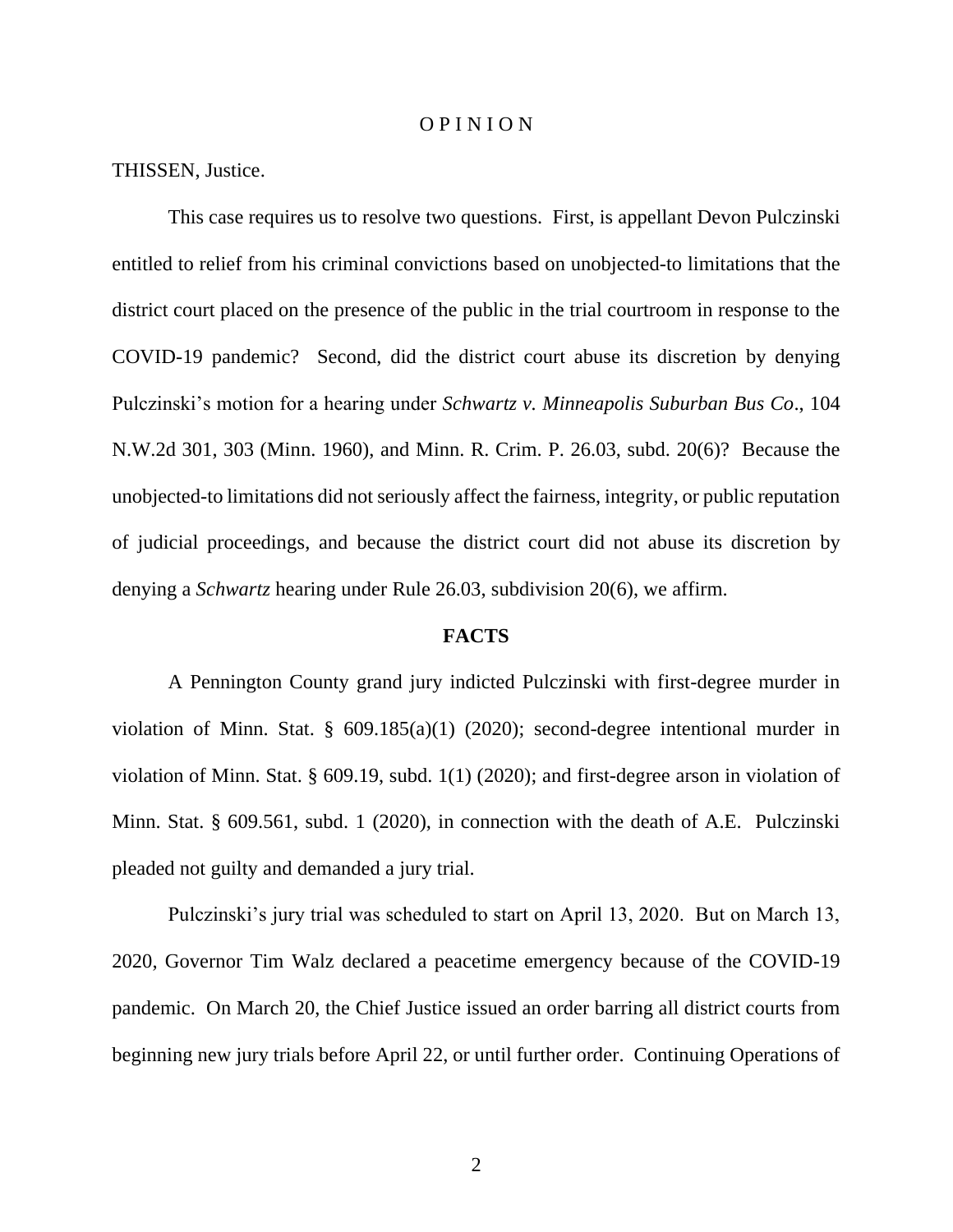# O P I N I O N

THISSEN, Justice.

This case requires us to resolve two questions. First, is appellant Devon Pulczinski entitled to relief from his criminal convictions based on unobjected-to limitations that the district court placed on the presence of the public in the trial courtroom in response to the COVID-19 pandemic? Second, did the district court abuse its discretion by denying Pulczinski's motion for a hearing under *Schwartz v. Minneapolis Suburban Bus Co*., 104 N.W.2d 301, 303 (Minn. 1960), and Minn. R. Crim. P. 26.03, subd. 20(6)? Because the unobjected-to limitations did not seriously affect the fairness, integrity, or public reputation of judicial proceedings, and because the district court did not abuse its discretion by denying a *Schwartz* hearing under Rule 26.03, subdivision 20(6), we affirm.

## FACTS

A Pennington County grand jury indicted Pulczinski with first-degree murder in violation of Minn. Stat. § 609.185(a)(1) (2020); second-degree intentional murder in violation of Minn. Stat. § 609.19, subd. 1(1) (2020); and first-degree arson in violation of Minn. Stat. § 609.561, subd. 1 (2020), in connection with the death of A.E. Pulczinski pleaded not guilty and demanded a jury trial.

Pulczinski's jury trial was scheduled to start on April 13, 2020. But on March 13, 2020, Governor Tim Walz declared a peacetime emergency because of the COVID-19 pandemic. On March 20, the Chief Justice issued an order barring all district courts from beginning new jury trials before April 22, or until further order. Continuing Operations of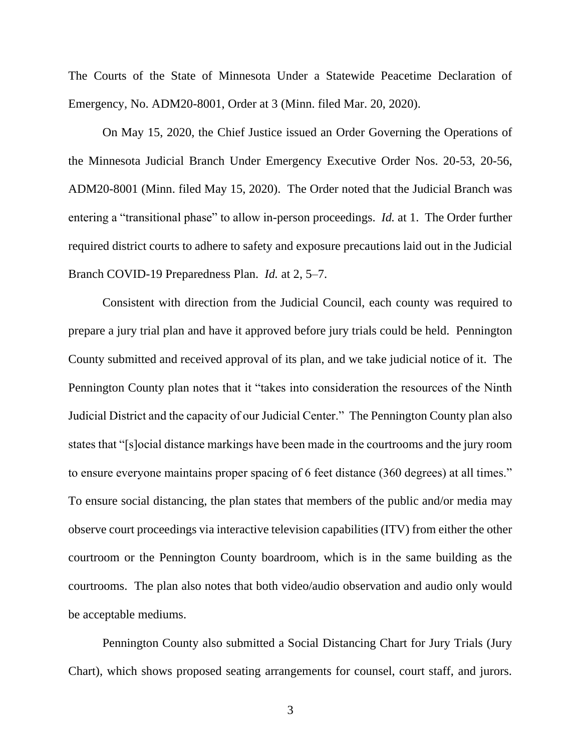The Courts of the State of Minnesota Under a Statewide Peacetime Declaration of Emergency, No. ADM20-8001, Order at 3 (Minn. filed Mar. 20, 2020).

On May 15, 2020, the Chief Justice issued an Order Governing the Operations of the Minnesota Judicial Branch Under Emergency Executive Order Nos. 20-53, 20-56, ADM20-8001 (Minn. filed May 15, 2020). The Order noted that the Judicial Branch was entering a "transitional phase" to allow in-person proceedings. *Id.* at 1. The Order further required district courts to adhere to safety and exposure precautions laid out in the Judicial Branch COVID-19 Preparedness Plan. *Id.* at 2, 5–7.

Consistent with direction from the Judicial Council, each county was required to prepare a jury trial plan and have it approved before jury trials could be held. Pennington County submitted and received approval of its plan, and we take judicial notice of it. The Pennington County plan notes that it "takes into consideration the resources of the Ninth Judicial District and the capacity of our Judicial Center." The Pennington County plan also states that "[s]ocial distance markings have been made in the courtrooms and the jury room to ensure everyone maintains proper spacing of 6 feet distance (360 degrees) at all times." To ensure social distancing, the plan states that members of the public and/or media may observe court proceedings via interactive television capabilities (ITV) from either the other courtroom or the Pennington County boardroom, which is in the same building as the courtrooms. The plan also notes that both video/audio observation and audio only would be acceptable mediums.

Pennington County also submitted a Social Distancing Chart for Jury Trials (Jury Chart), which shows proposed seating arrangements for counsel, court staff, and jurors.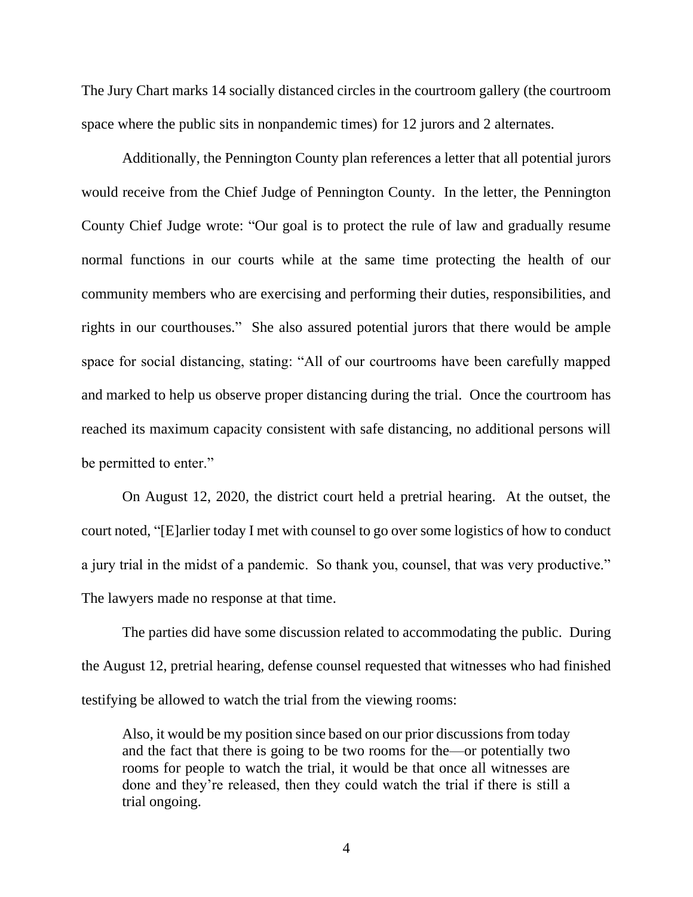The Jury Chart marks 14 socially distanced circles in the courtroom gallery (the courtroom space where the public sits in nonpandemic times) for 12 jurors and 2 alternates.

Additionally, the Pennington County plan references a letter that all potential jurors would receive from the Chief Judge of Pennington County. In the letter, the Pennington County Chief Judge wrote: "Our goal is to protect the rule of law and gradually resume normal functions in our courts while at the same time protecting the health of our community members who are exercising and performing their duties, responsibilities, and rights in our courthouses." She also assured potential jurors that there would be ample space for social distancing, stating: "All of our courtrooms have been carefully mapped and marked to help us observe proper distancing during the trial. Once the courtroom has reached its maximum capacity consistent with safe distancing, no additional persons will be permitted to enter."

On August 12, 2020, the district court held a pretrial hearing. At the outset, the court noted, "[E]arlier today I met with counsel to go over some logistics of how to conduct a jury trial in the midst of a pandemic. So thank you, counsel, that was very productive." The lawyers made no response at that time.

The parties did have some discussion related to accommodating the public. During the August 12, pretrial hearing, defense counsel requested that witnesses who had finished testifying be allowed to watch the trial from the viewing rooms:

> Also, it would be my position since based on our prior discussions from today and the fact that there is going to be two rooms for the—or potentially two rooms for people to watch the trial, it would be that once all witnesses are done and they're released, then they could watch the trial if there is still a trial ongoing.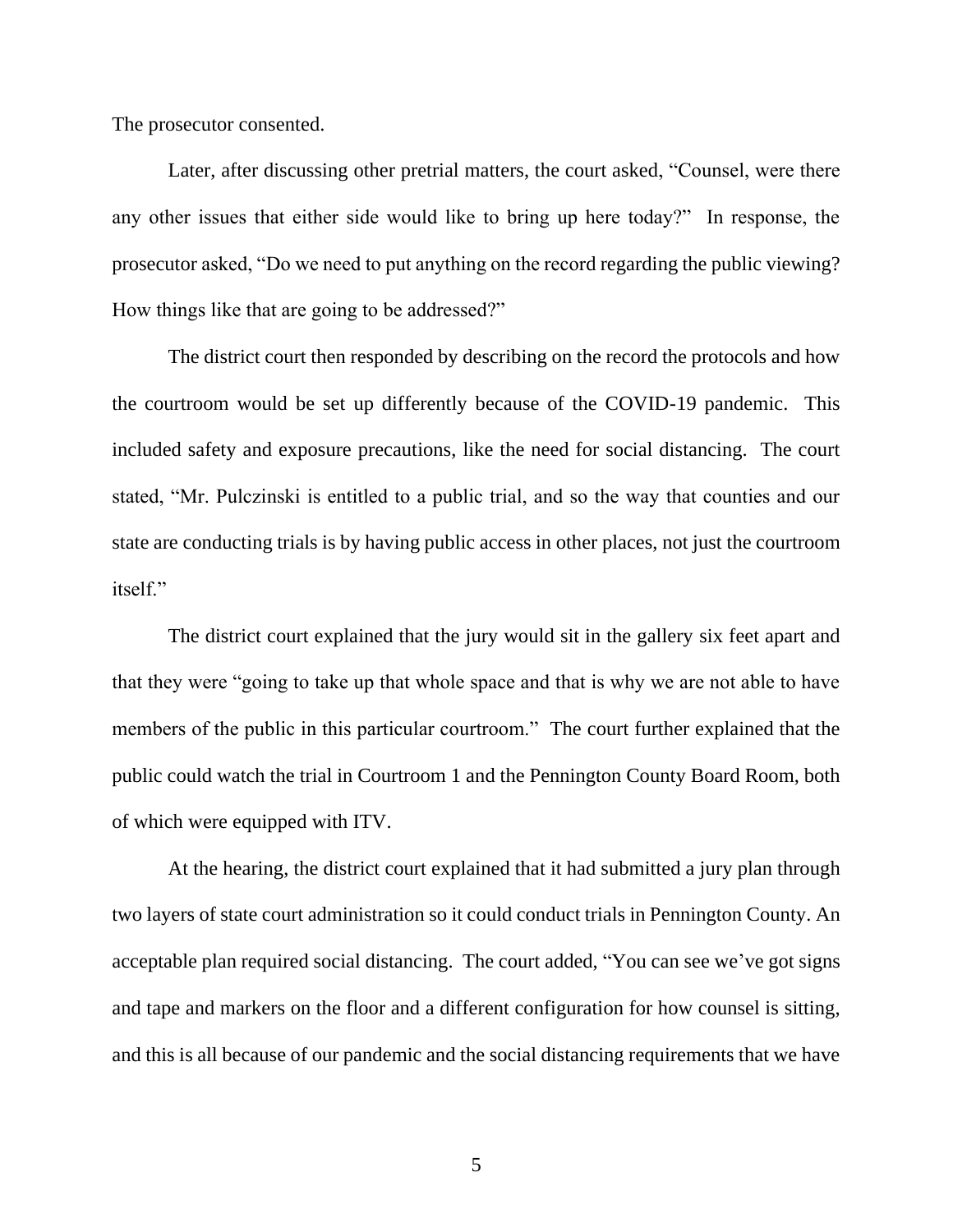The prosecutor consented.

Later, after discussing other pretrial matters, the court asked, "Counsel, were there any other issues that either side would like to bring up here today?" In response, the prosecutor asked, "Do we need to put anything on the record regarding the public viewing? How things like that are going to be addressed?"

The district court then responded by describing on the record the protocols and how the courtroom would be set up differently because of the COVID-19 pandemic. This included safety and exposure precautions, like the need for social distancing. The court stated, "Mr. Pulczinski is entitled to a public trial, and so the way that counties and our state are conducting trials is by having public access in other places, not just the courtroom itself."

The district court explained that the jury would sit in the gallery six feet apart and that they were "going to take up that whole space and that is why we are not able to have members of the public in this particular courtroom." The court further explained that the public could watch the trial in Courtroom 1 and the Pennington County Board Room, both of which were equipped with ITV.

At the hearing, the district court explained that it had submitted a jury plan through two layers of state court administration so it could conduct trials in Pennington County. An acceptable plan required social distancing. The court added, "You can see we've got signs and tape and markers on the floor and a different configuration for how counsel is sitting, and this is all because of our pandemic and the social distancing requirements that we have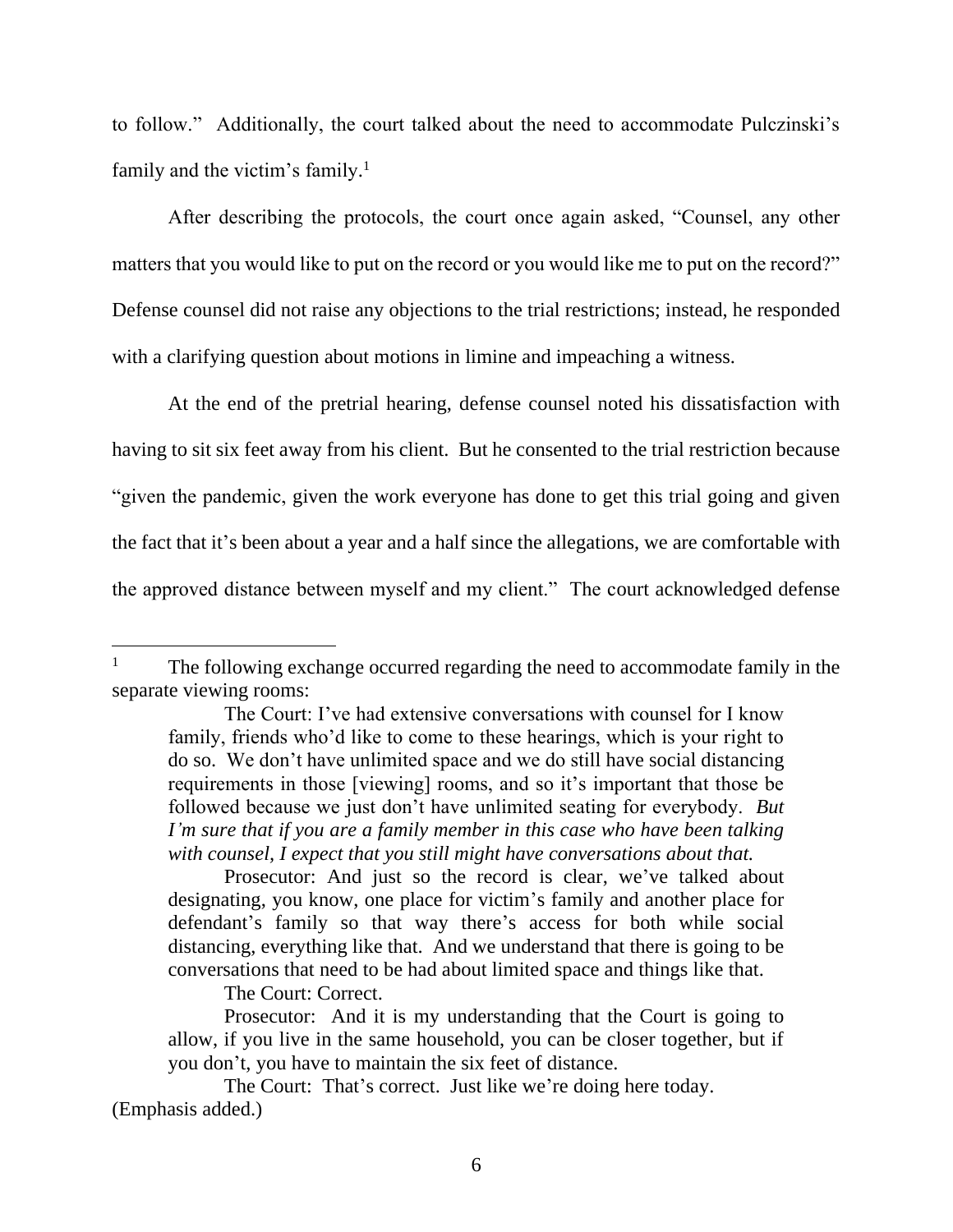to follow." Additionally, the court talked about the need to accommodate Pulczinski's family and the victim's family.[1]

After describing the protocols, the court once again asked, "Counsel, any other matters that you would like to put on the record or you would like me to put on the record?" Defense counsel did not raise any objections to the trial restrictions; instead, he responded with a clarifying question about motions in limine and impeaching a witness.

At the end of the pretrial hearing, defense counsel noted his dissatisfaction with having to sit six feet away from his client. But he consented to the trial restriction because "given the pandemic, given the work everyone has done to get this trial going and given the fact that it's been about a year and a half since the allegations, we are comfortable with the approved distance between myself and my client." The court acknowledged defense

---

[1] The following exchange occurred regarding the need to accommodate family in the separate viewing rooms:

> The Court: I've had extensive conversations with counsel for I know family, friends who'd like to come to these hearings, which is your right to do so. We don't have unlimited space and we do still have social distancing requirements in those [viewing] rooms, and so it's important that those be followed because we just don't have unlimited seating for everybody. *But I'm sure that if you are a family member in this case who have been talking with counsel, I expect that you still might have conversations about that.*
>
> Prosecutor: And just so the record is clear, we've talked about designating, you know, one place for victim's family and another place for defendant's family so that way there's access for both while social distancing, everything like that. And we understand that there is going to be conversations that need to be had about limited space and things like that.
>
> The Court: Correct.
>
> Prosecutor: And it is my understanding that the Court is going to allow, if you live in the same household, you can be closer together, but if you don't, you have to maintain the six feet of distance.
>
> The Court: That's correct. Just like we're doing here today.

(Emphasis added.)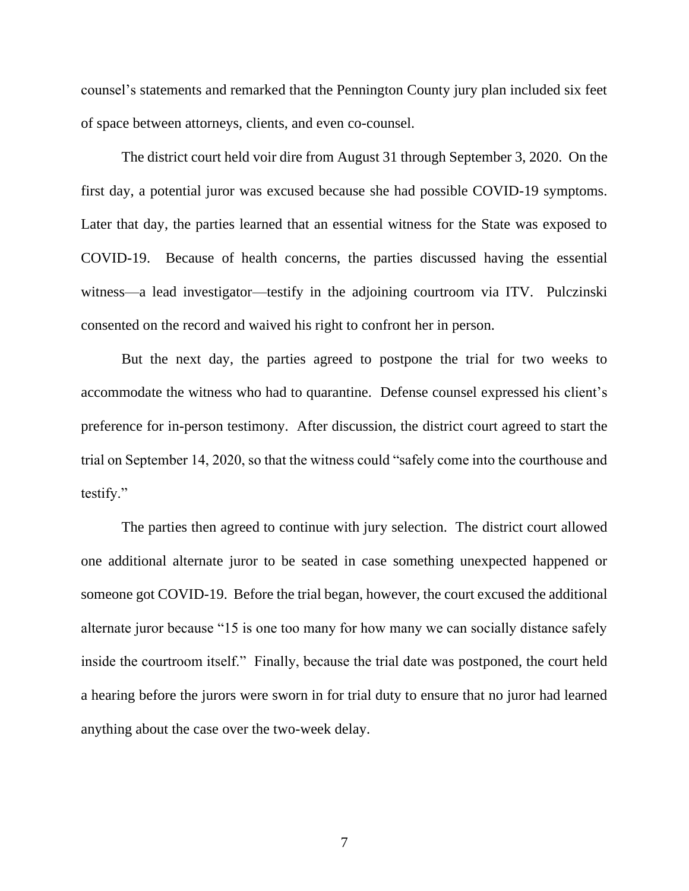counsel's statements and remarked that the Pennington County jury plan included six feet of space between attorneys, clients, and even co-counsel.

The district court held voir dire from August 31 through September 3, 2020. On the first day, a potential juror was excused because she had possible COVID-19 symptoms. Later that day, the parties learned that an essential witness for the State was exposed to COVID-19. Because of health concerns, the parties discussed having the essential witness—a lead investigator—testify in the adjoining courtroom via ITV. Pulczinski consented on the record and waived his right to confront her in person.

But the next day, the parties agreed to postpone the trial for two weeks to accommodate the witness who had to quarantine. Defense counsel expressed his client's preference for in-person testimony. After discussion, the district court agreed to start the trial on September 14, 2020, so that the witness could "safely come into the courthouse and testify."

The parties then agreed to continue with jury selection. The district court allowed one additional alternate juror to be seated in case something unexpected happened or someone got COVID-19. Before the trial began, however, the court excused the additional alternate juror because "15 is one too many for how many we can socially distance safely inside the courtroom itself." Finally, because the trial date was postponed, the court held a hearing before the jurors were sworn in for trial duty to ensure that no juror had learned anything about the case over the two-week delay.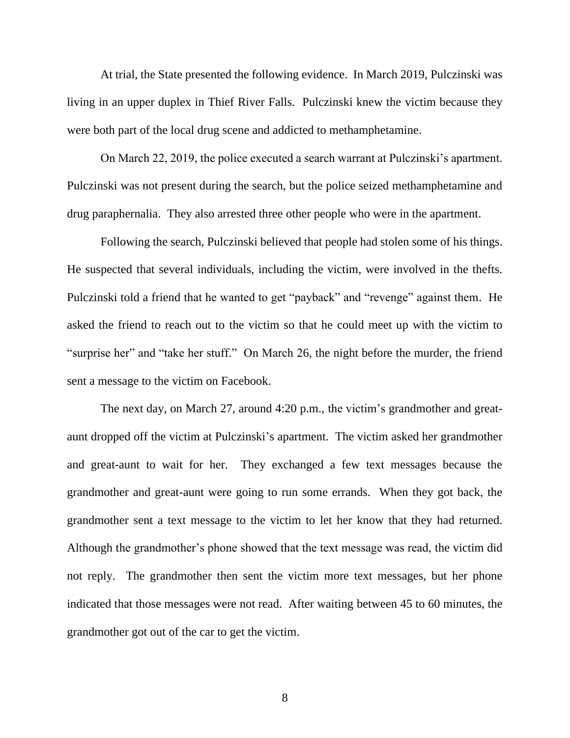At trial, the State presented the following evidence. In March 2019, Pulczinski was living in an upper duplex in Thief River Falls. Pulczinski knew the victim because they were both part of the local drug scene and addicted to methamphetamine.

On March 22, 2019, the police executed a search warrant at Pulczinski's apartment. Pulczinski was not present during the search, but the police seized methamphetamine and drug paraphernalia. They also arrested three other people who were in the apartment.

Following the search, Pulczinski believed that people had stolen some of his things. He suspected that several individuals, including the victim, were involved in the thefts. Pulczinski told a friend that he wanted to get "payback" and "revenge" against them. He asked the friend to reach out to the victim so that he could meet up with the victim to "surprise her" and "take her stuff." On March 26, the night before the murder, the friend sent a message to the victim on Facebook.

The next day, on March 27, around 4:20 p.m., the victim's grandmother and great-aunt dropped off the victim at Pulczinski's apartment. The victim asked her grandmother and great-aunt to wait for her. They exchanged a few text messages because the grandmother and great-aunt were going to run some errands. When they got back, the grandmother sent a text message to the victim to let her know that they had returned. Although the grandmother's phone showed that the text message was read, the victim did not reply. The grandmother then sent the victim more text messages, but her phone indicated that those messages were not read. After waiting between 45 to 60 minutes, the grandmother got out of the car to get the victim.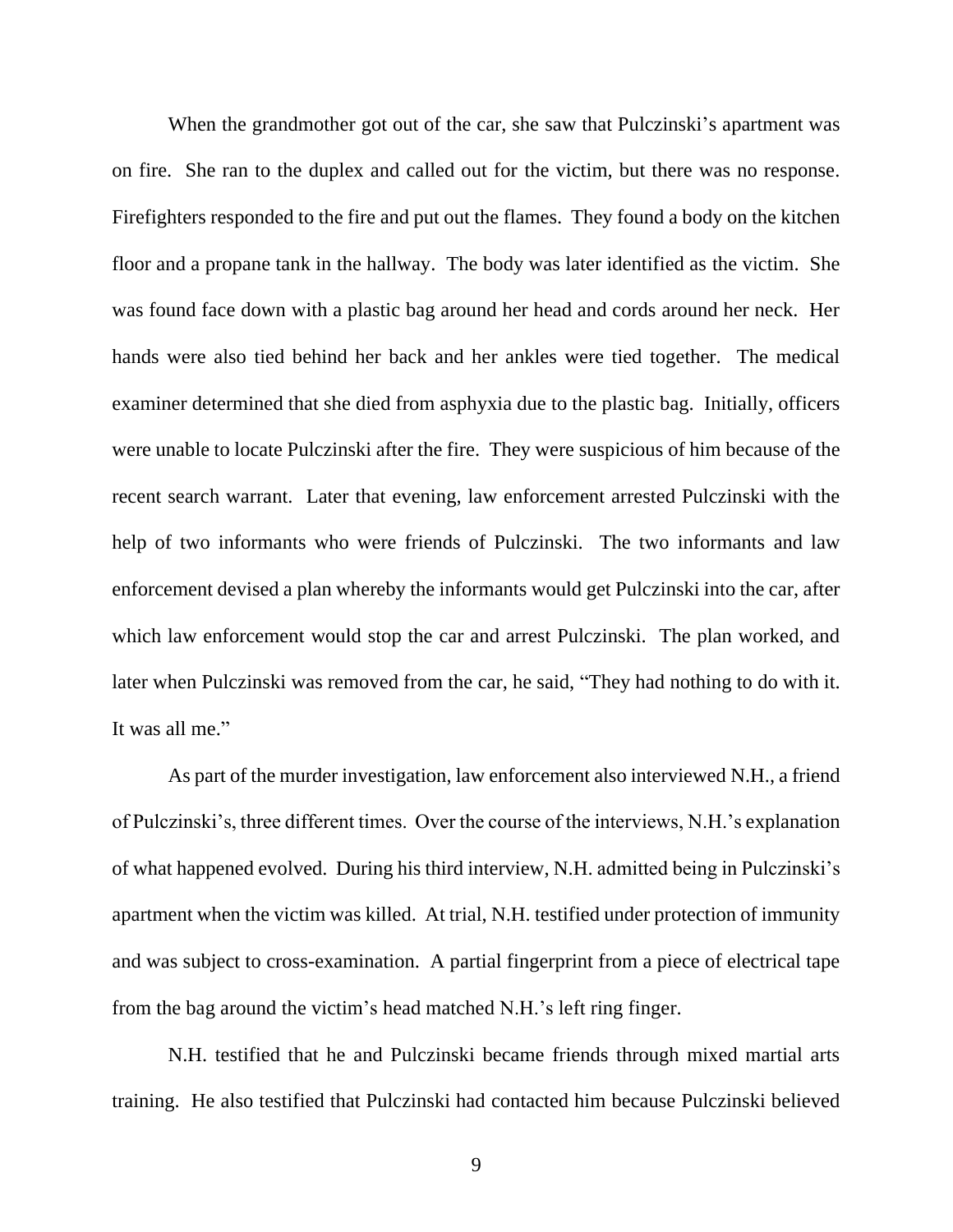When the grandmother got out of the car, she saw that Pulczinski's apartment was on fire. She ran to the duplex and called out for the victim, but there was no response. Firefighters responded to the fire and put out the flames. They found a body on the kitchen floor and a propane tank in the hallway. The body was later identified as the victim. She was found face down with a plastic bag around her head and cords around her neck. Her hands were also tied behind her back and her ankles were tied together. The medical examiner determined that she died from asphyxia due to the plastic bag. Initially, officers were unable to locate Pulczinski after the fire. They were suspicious of him because of the recent search warrant. Later that evening, law enforcement arrested Pulczinski with the help of two informants who were friends of Pulczinski. The two informants and law enforcement devised a plan whereby the informants would get Pulczinski into the car, after which law enforcement would stop the car and arrest Pulczinski. The plan worked, and later when Pulczinski was removed from the car, he said, "They had nothing to do with it. It was all me."

As part of the murder investigation, law enforcement also interviewed N.H., a friend of Pulczinski's, three different times. Over the course of the interviews, N.H.'s explanation of what happened evolved. During his third interview, N.H. admitted being in Pulczinski's apartment when the victim was killed. At trial, N.H. testified under protection of immunity and was subject to cross-examination. A partial fingerprint from a piece of electrical tape from the bag around the victim's head matched N.H.'s left ring finger.

N.H. testified that he and Pulczinski became friends through mixed martial arts training. He also testified that Pulczinski had contacted him because Pulczinski believed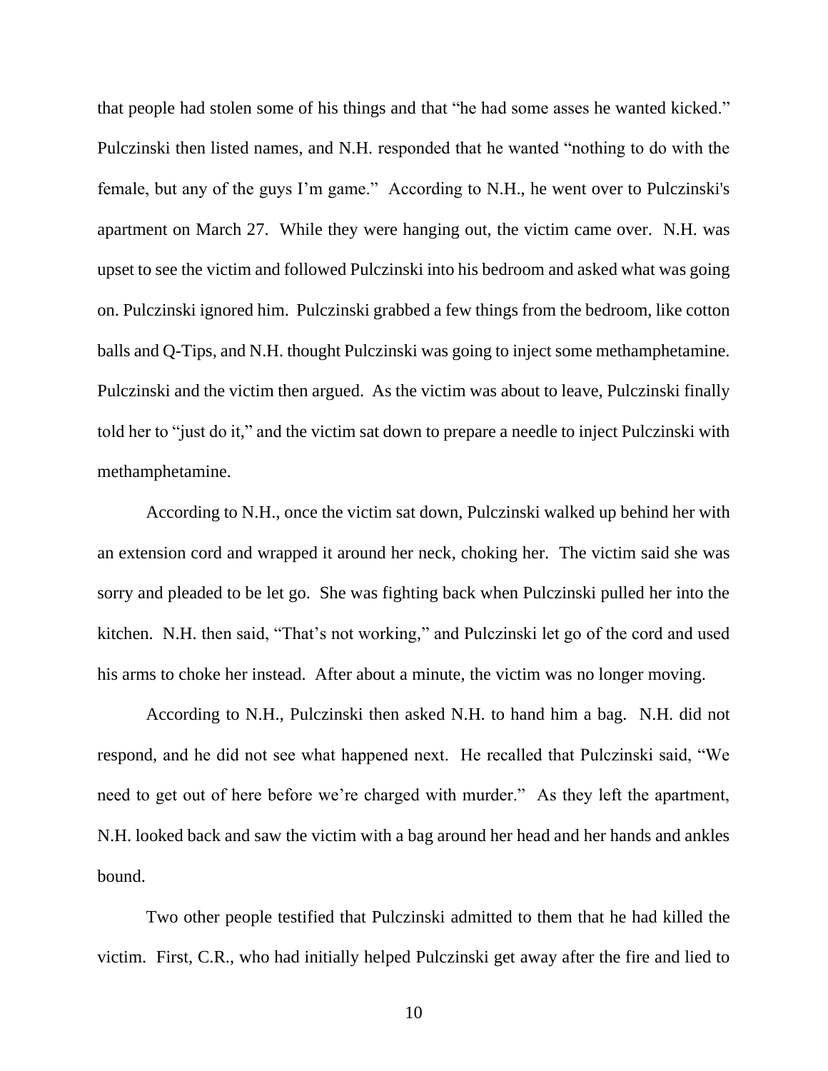that people had stolen some of his things and that "he had some asses he wanted kicked." Pulczinski then listed names, and N.H. responded that he wanted "nothing to do with the female, but any of the guys I'm game." According to N.H., he went over to Pulczinski's apartment on March 27. While they were hanging out, the victim came over. N.H. was upset to see the victim and followed Pulczinski into his bedroom and asked what was going on. Pulczinski ignored him. Pulczinski grabbed a few things from the bedroom, like cotton balls and Q-Tips, and N.H. thought Pulczinski was going to inject some methamphetamine. Pulczinski and the victim then argued. As the victim was about to leave, Pulczinski finally told her to "just do it," and the victim sat down to prepare a needle to inject Pulczinski with methamphetamine.

According to N.H., once the victim sat down, Pulczinski walked up behind her with an extension cord and wrapped it around her neck, choking her. The victim said she was sorry and pleaded to be let go. She was fighting back when Pulczinski pulled her into the kitchen. N.H. then said, "That's not working," and Pulczinski let go of the cord and used his arms to choke her instead. After about a minute, the victim was no longer moving.

According to N.H., Pulczinski then asked N.H. to hand him a bag. N.H. did not respond, and he did not see what happened next. He recalled that Pulczinski said, "We need to get out of here before we're charged with murder." As they left the apartment, N.H. looked back and saw the victim with a bag around her head and her hands and ankles bound.

Two other people testified that Pulczinski admitted to them that he had killed the victim. First, C.R., who had initially helped Pulczinski get away after the fire and lied to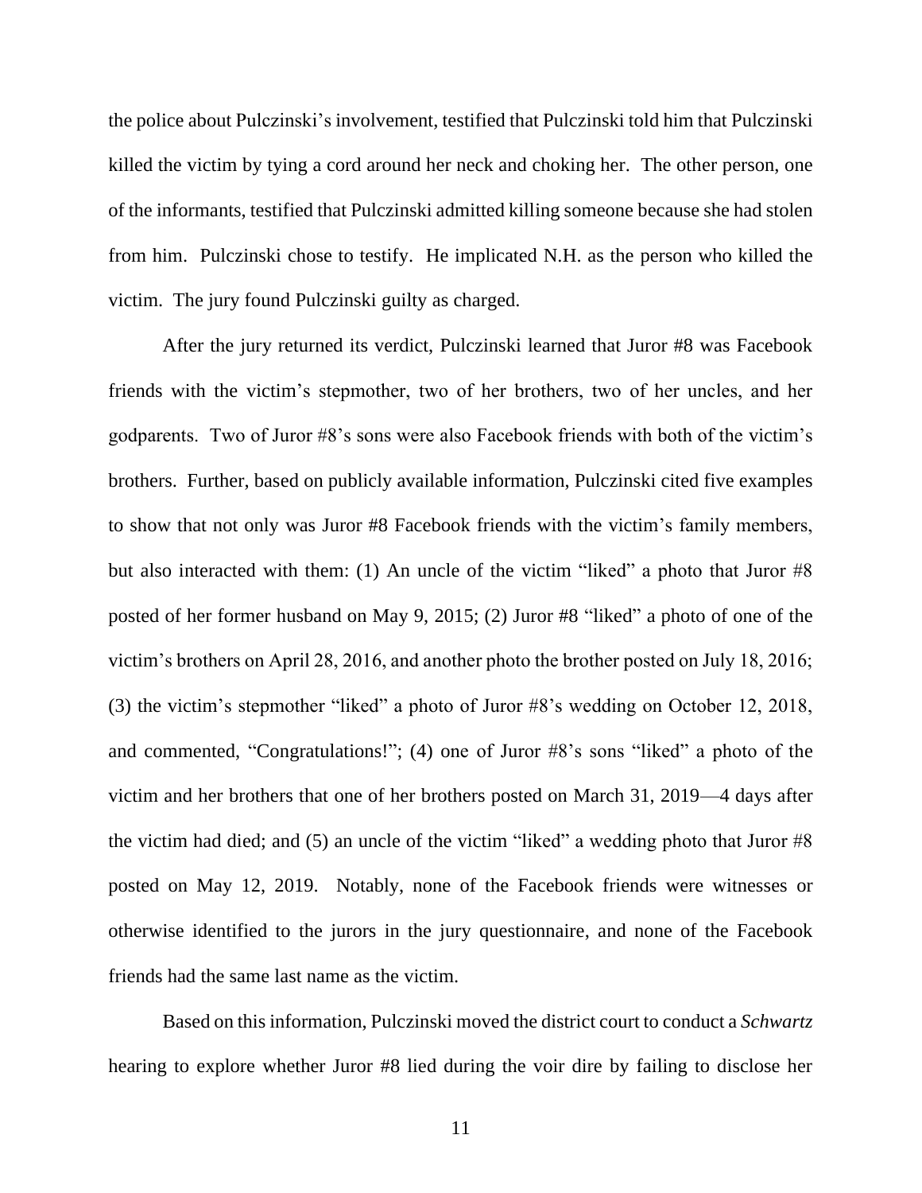the police about Pulczinski's involvement, testified that Pulczinski told him that Pulczinski killed the victim by tying a cord around her neck and choking her. The other person, one of the informants, testified that Pulczinski admitted killing someone because she had stolen from him. Pulczinski chose to testify. He implicated N.H. as the person who killed the victim. The jury found Pulczinski guilty as charged.

After the jury returned its verdict, Pulczinski learned that Juror #8 was Facebook friends with the victim's stepmother, two of her brothers, two of her uncles, and her godparents. Two of Juror #8's sons were also Facebook friends with both of the victim's brothers. Further, based on publicly available information, Pulczinski cited five examples to show that not only was Juror #8 Facebook friends with the victim's family members, but also interacted with them: (1) An uncle of the victim "liked" a photo that Juror #8 posted of her former husband on May 9, 2015; (2) Juror #8 "liked" a photo of one of the victim's brothers on April 28, 2016, and another photo the brother posted on July 18, 2016; (3) the victim's stepmother "liked" a photo of Juror #8's wedding on October 12, 2018, and commented, "Congratulations!"; (4) one of Juror #8's sons "liked" a photo of the victim and her brothers that one of her brothers posted on March 31, 2019—4 days after the victim had died; and (5) an uncle of the victim "liked" a wedding photo that Juror #8 posted on May 12, 2019. Notably, none of the Facebook friends were witnesses or otherwise identified to the jurors in the jury questionnaire, and none of the Facebook friends had the same last name as the victim.

Based on this information, Pulczinski moved the district court to conduct a *Schwartz* hearing to explore whether Juror #8 lied during the voir dire by failing to disclose her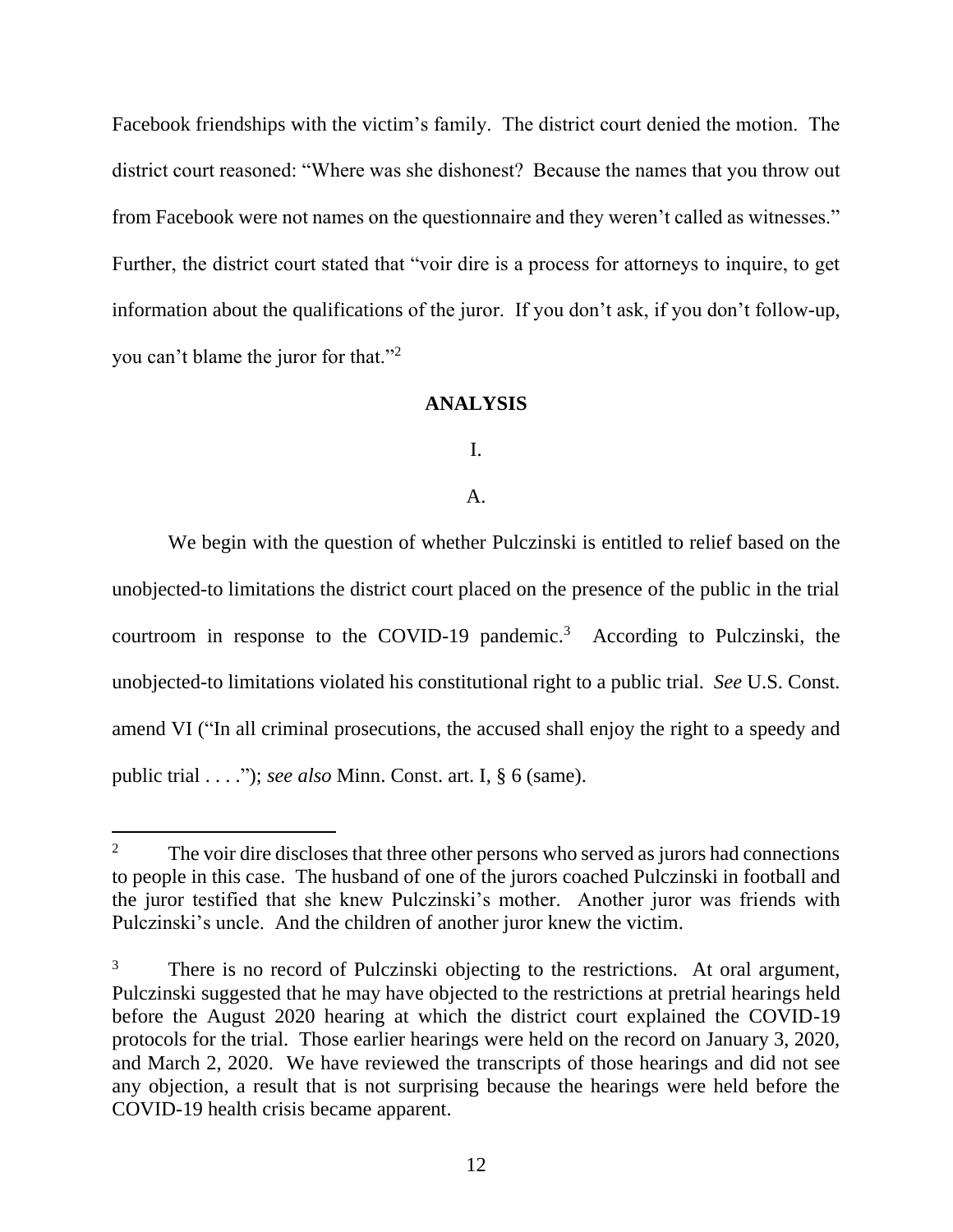Facebook friendships with the victim's family. The district court denied the motion. The district court reasoned: "Where was she dishonest? Because the names that you throw out from Facebook were not names on the questionnaire and they weren't called as witnesses." Further, the district court stated that "voir dire is a process for attorneys to inquire, to get information about the qualifications of the juror. If you don't ask, if you don't follow-up, you can't blame the juror for that."[2]

## ANALYSIS

### I.

### A.

We begin with the question of whether Pulczinski is entitled to relief based on the unobjected-to limitations the district court placed on the presence of the public in the trial courtroom in response to the COVID-19 pandemic.[3] According to Pulczinski, the unobjected-to limitations violated his constitutional right to a public trial. *See* U.S. Const. amend VI ("In all criminal prosecutions, the accused shall enjoy the right to a speedy and public trial . . . ."); *see also* Minn. Const. art. I, § 6 (same).

---

[2] The voir dire discloses that three other persons who served as jurors had connections to people in this case. The husband of one of the jurors coached Pulczinski in football and the juror testified that she knew Pulczinski's mother. Another juror was friends with Pulczinski's uncle. And the children of another juror knew the victim.

[3] There is no record of Pulczinski objecting to the restrictions. At oral argument, Pulczinski suggested that he may have objected to the restrictions at pretrial hearings held before the August 2020 hearing at which the district court explained the COVID-19 protocols for the trial. Those earlier hearings were held on the record on January 3, 2020, and March 2, 2020. We have reviewed the transcripts of those hearings and did not see any objection, a result that is not surprising because the hearings were held before the COVID-19 health crisis became apparent.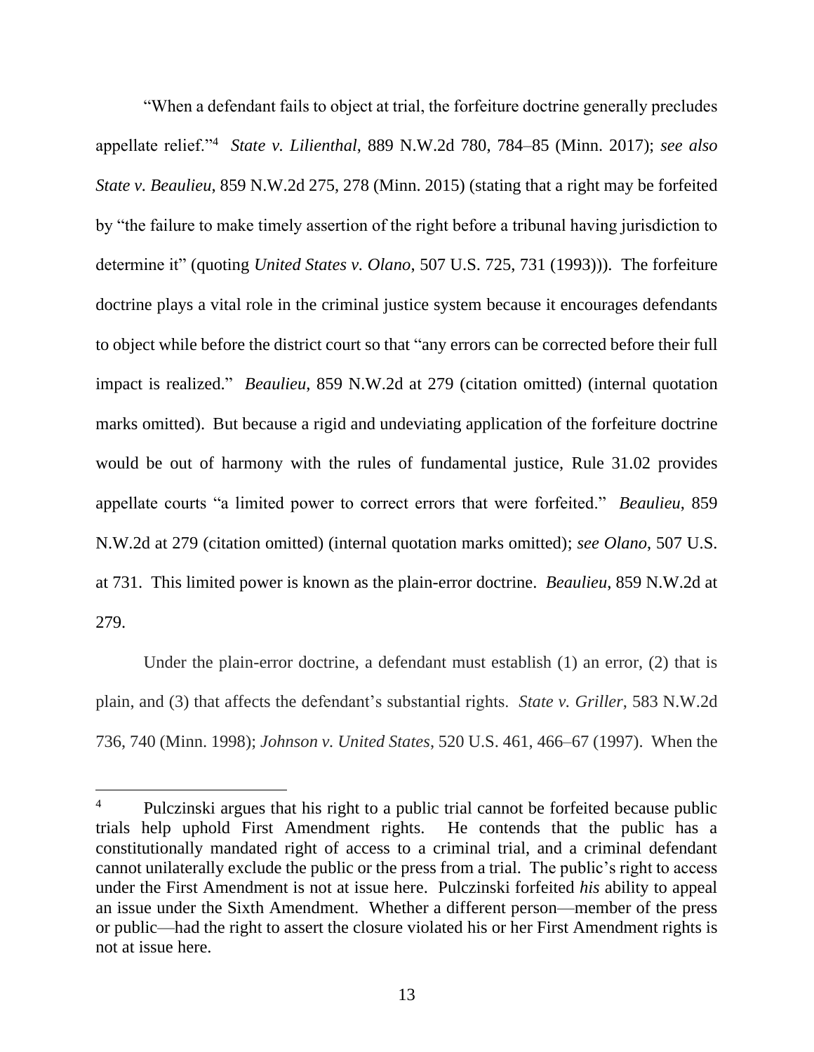"When a defendant fails to object at trial, the forfeiture doctrine generally precludes appellate relief."[4] *State v. Lilienthal*, 889 N.W.2d 780, 784–85 (Minn. 2017); *see also State v. Beaulieu*, 859 N.W.2d 275, 278 (Minn. 2015) (stating that a right may be forfeited by "the failure to make timely assertion of the right before a tribunal having jurisdiction to determine it" (quoting *United States v. Olano*, 507 U.S. 725, 731 (1993))). The forfeiture doctrine plays a vital role in the criminal justice system because it encourages defendants to object while before the district court so that "any errors can be corrected before their full impact is realized." *Beaulieu*, 859 N.W.2d at 279 (citation omitted) (internal quotation marks omitted). But because a rigid and undeviating application of the forfeiture doctrine would be out of harmony with the rules of fundamental justice, Rule 31.02 provides appellate courts "a limited power to correct errors that were forfeited." *Beaulieu*, 859 N.W.2d at 279 (citation omitted) (internal quotation marks omitted); *see Olano*, 507 U.S. at 731. This limited power is known as the plain-error doctrine. *Beaulieu*, 859 N.W.2d at 279.

Under the plain-error doctrine, a defendant must establish (1) an error, (2) that is plain, and (3) that affects the defendant's substantial rights. *State v. Griller*, 583 N.W.2d 736, 740 (Minn. 1998); *Johnson v. United States*, 520 U.S. 461, 466–67 (1997). When the

---

[4] Pulczinski argues that his right to a public trial cannot be forfeited because public trials help uphold First Amendment rights. He contends that the public has a constitutionally mandated right of access to a criminal trial, and a criminal defendant cannot unilaterally exclude the public or the press from a trial. The public's right to access under the First Amendment is not at issue here. Pulczinski forfeited *his* ability to appeal an issue under the Sixth Amendment. Whether a different person—member of the press or public—had the right to assert the closure violated his or her First Amendment rights is not at issue here.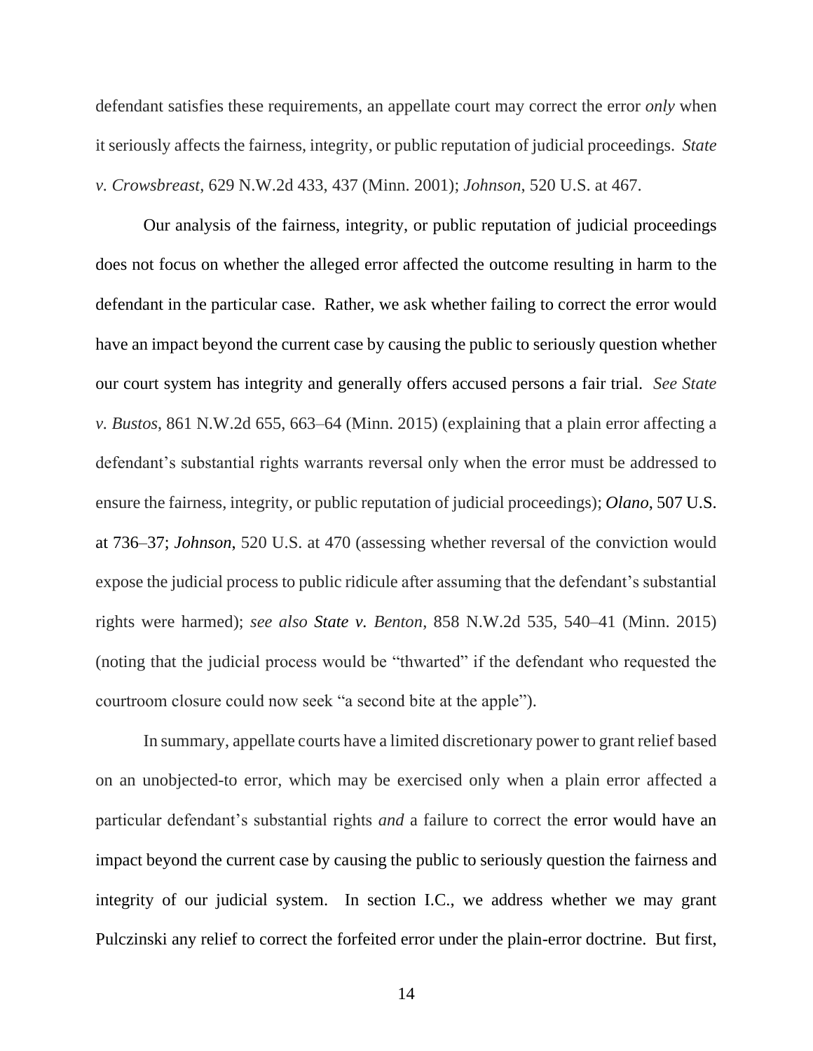defendant satisfies these requirements, an appellate court may correct the error *only* when it seriously affects the fairness, integrity, or public reputation of judicial proceedings. *State v. Crowsbreast*, 629 N.W.2d 433, 437 (Minn. 2001); *Johnson*, 520 U.S. at 467.

Our analysis of the fairness, integrity, or public reputation of judicial proceedings does not focus on whether the alleged error affected the outcome resulting in harm to the defendant in the particular case. Rather, we ask whether failing to correct the error would have an impact beyond the current case by causing the public to seriously question whether our court system has integrity and generally offers accused persons a fair trial. *See State v. Bustos*, 861 N.W.2d 655, 663–64 (Minn. 2015) (explaining that a plain error affecting a defendant's substantial rights warrants reversal only when the error must be addressed to ensure the fairness, integrity, or public reputation of judicial proceedings); *Olano*, 507 U.S. at 736–37; *Johnson*, 520 U.S. at 470 (assessing whether reversal of the conviction would expose the judicial process to public ridicule after assuming that the defendant's substantial rights were harmed); *see also State v. Benton*, 858 N.W.2d 535, 540–41 (Minn. 2015) (noting that the judicial process would be "thwarted" if the defendant who requested the courtroom closure could now seek "a second bite at the apple").

In summary, appellate courts have a limited discretionary power to grant relief based on an unobjected-to error, which may be exercised only when a plain error affected a particular defendant's substantial rights *and* a failure to correct the error would have an impact beyond the current case by causing the public to seriously question the fairness and integrity of our judicial system. In section I.C., we address whether we may grant Pulczinski any relief to correct the forfeited error under the plain-error doctrine. But first,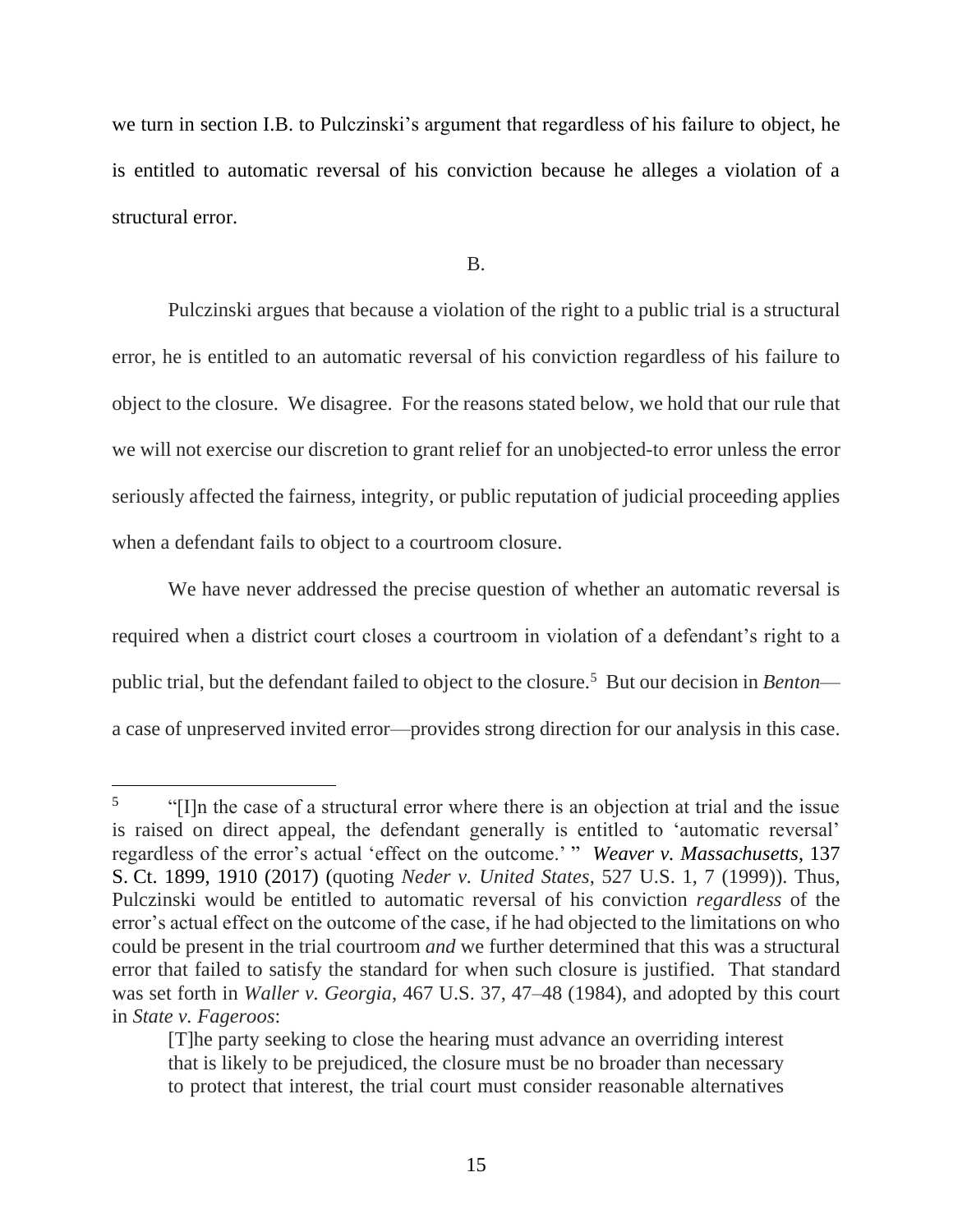we turn in section I.B. to Pulczinski's argument that regardless of his failure to object, he is entitled to automatic reversal of his conviction because he alleges a violation of a structural error.

B.

Pulczinski argues that because a violation of the right to a public trial is a structural error, he is entitled to an automatic reversal of his conviction regardless of his failure to object to the closure. We disagree. For the reasons stated below, we hold that our rule that we will not exercise our discretion to grant relief for an unobjected-to error unless the error seriously affected the fairness, integrity, or public reputation of judicial proceeding applies when a defendant fails to object to a courtroom closure.

We have never addressed the precise question of whether an automatic reversal is required when a district court closes a courtroom in violation of a defendant's right to a public trial, but the defendant failed to object to the closure.[5] But our decision in *Benton*—a case of unpreserved invited error—provides strong direction for our analysis in this case.

[5] "[I]n the case of a structural error where there is an objection at trial and the issue is raised on direct appeal, the defendant generally is entitled to 'automatic reversal' regardless of the error's actual 'effect on the outcome.' " *Weaver v. Massachusetts*, 137 S. Ct. 1899, 1910 (2017) (quoting *Neder v. United States*, 527 U.S. 1, 7 (1999)). Thus, Pulczinski would be entitled to automatic reversal of his conviction *regardless* of the error's actual effect on the outcome of the case, if he had objected to the limitations on who could be present in the trial courtroom *and* we further determined that this was a structural error that failed to satisfy the standard for when such closure is justified. That standard was set forth in *Waller v. Georgia*, 467 U.S. 37, 47–48 (1984), and adopted by this court in *State v. Fageroos*:

> [T]he party seeking to close the hearing must advance an overriding interest that is likely to be prejudiced, the closure must be no broader than necessary to protect that interest, the trial court must consider reasonable alternatives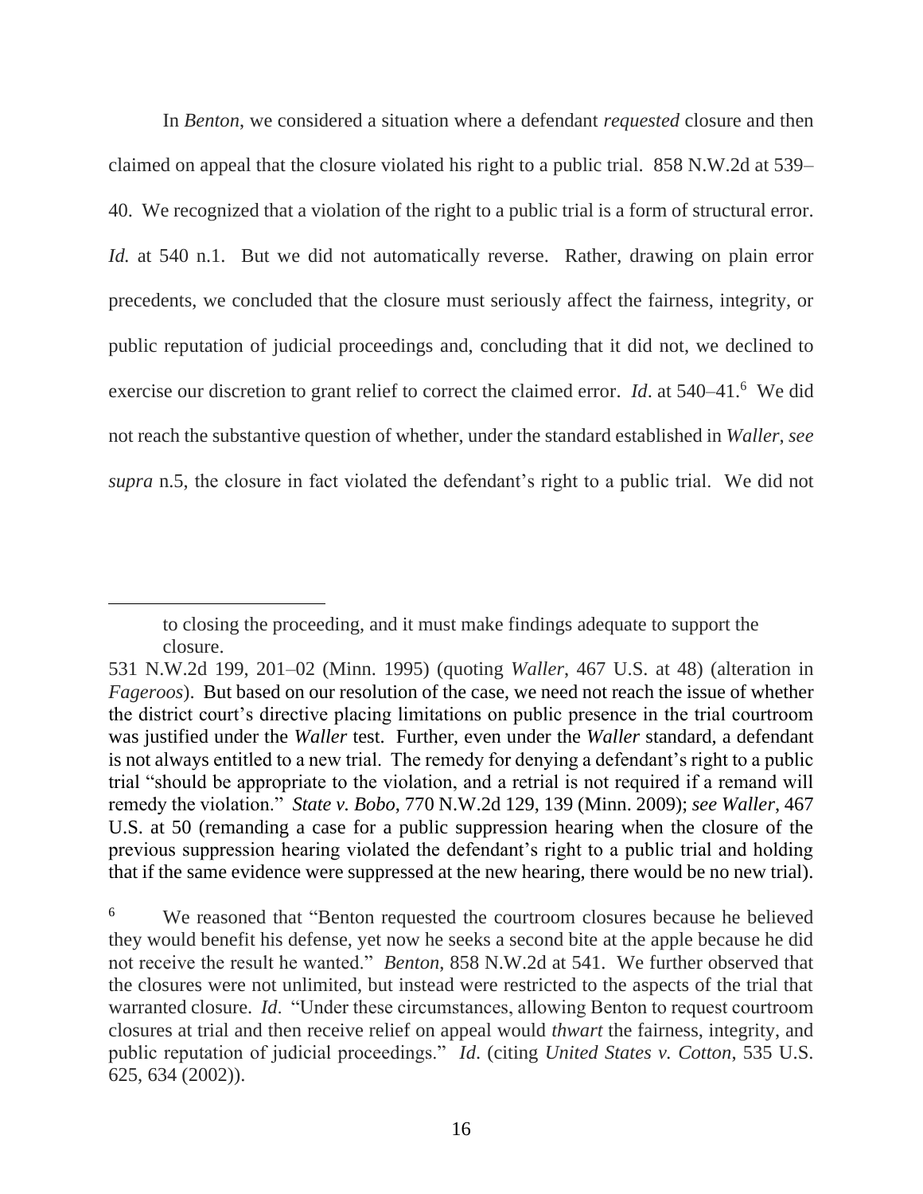In *Benton*, we considered a situation where a defendant *requested* closure and then claimed on appeal that the closure violated his right to a public trial. 858 N.W.2d at 539–40. We recognized that a violation of the right to a public trial is a form of structural error. *Id.* at 540 n.1. But we did not automatically reverse. Rather, drawing on plain error precedents, we concluded that the closure must seriously affect the fairness, integrity, or public reputation of judicial proceedings and, concluding that it did not, we declined to exercise our discretion to grant relief to correct the claimed error. *Id*. at 540–41.[6] We did not reach the substantive question of whether, under the standard established in *Waller*, *see supra* n.5, the closure in fact violated the defendant's right to a public trial. We did not

---

> to closing the proceeding, and it must make findings adequate to support the closure.

531 N.W.2d 199, 201–02 (Minn. 1995) (quoting *Waller*, 467 U.S. at 48) (alteration in *Fageroos*). But based on our resolution of the case, we need not reach the issue of whether the district court's directive placing limitations on public presence in the trial courtroom was justified under the *Waller* test. Further, even under the *Waller* standard, a defendant is not always entitled to a new trial. The remedy for denying a defendant's right to a public trial "should be appropriate to the violation, and a retrial is not required if a remand will remedy the violation." *State v. Bobo*, 770 N.W.2d 129, 139 (Minn. 2009); *see Waller*, 467 U.S. at 50 (remanding a case for a public suppression hearing when the closure of the previous suppression hearing violated the defendant's right to a public trial and holding that if the same evidence were suppressed at the new hearing, there would be no new trial).

[6] We reasoned that "Benton requested the courtroom closures because he believed they would benefit his defense, yet now he seeks a second bite at the apple because he did not receive the result he wanted." *Benton*, 858 N.W.2d at 541. We further observed that the closures were not unlimited, but instead were restricted to the aspects of the trial that warranted closure. *Id*. "Under these circumstances, allowing Benton to request courtroom closures at trial and then receive relief on appeal would *thwart* the fairness, integrity, and public reputation of judicial proceedings." *Id*. (citing *United States v. Cotton*, 535 U.S. 625, 634 (2002)).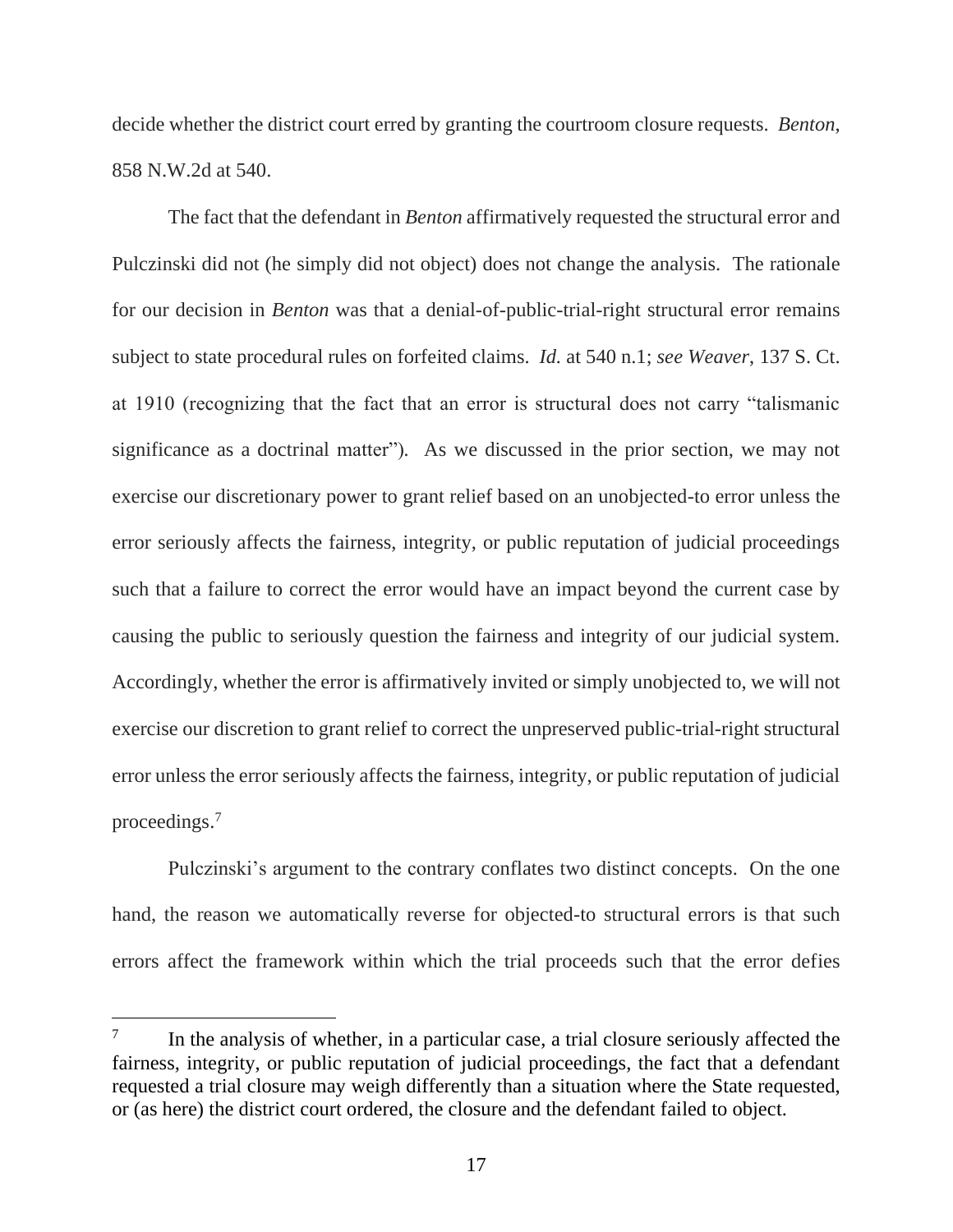decide whether the district court erred by granting the courtroom closure requests. *Benton*, 858 N.W.2d at 540.

The fact that the defendant in *Benton* affirmatively requested the structural error and Pulczinski did not (he simply did not object) does not change the analysis. The rationale for our decision in *Benton* was that a denial-of-public-trial-right structural error remains subject to state procedural rules on forfeited claims. *Id.* at 540 n.1; *see Weaver*, 137 S. Ct. at 1910 (recognizing that the fact that an error is structural does not carry "talismanic significance as a doctrinal matter"). As we discussed in the prior section, we may not exercise our discretionary power to grant relief based on an unobjected-to error unless the error seriously affects the fairness, integrity, or public reputation of judicial proceedings such that a failure to correct the error would have an impact beyond the current case by causing the public to seriously question the fairness and integrity of our judicial system. Accordingly, whether the error is affirmatively invited or simply unobjected to, we will not exercise our discretion to grant relief to correct the unpreserved public-trial-right structural error unless the error seriously affects the fairness, integrity, or public reputation of judicial proceedings.[7]

Pulczinski's argument to the contrary conflates two distinct concepts. On the one hand, the reason we automatically reverse for objected-to structural errors is that such errors affect the framework within which the trial proceeds such that the error defies

[7] In the analysis of whether, in a particular case, a trial closure seriously affected the fairness, integrity, or public reputation of judicial proceedings, the fact that a defendant requested a trial closure may weigh differently than a situation where the State requested, or (as here) the district court ordered, the closure and the defendant failed to object.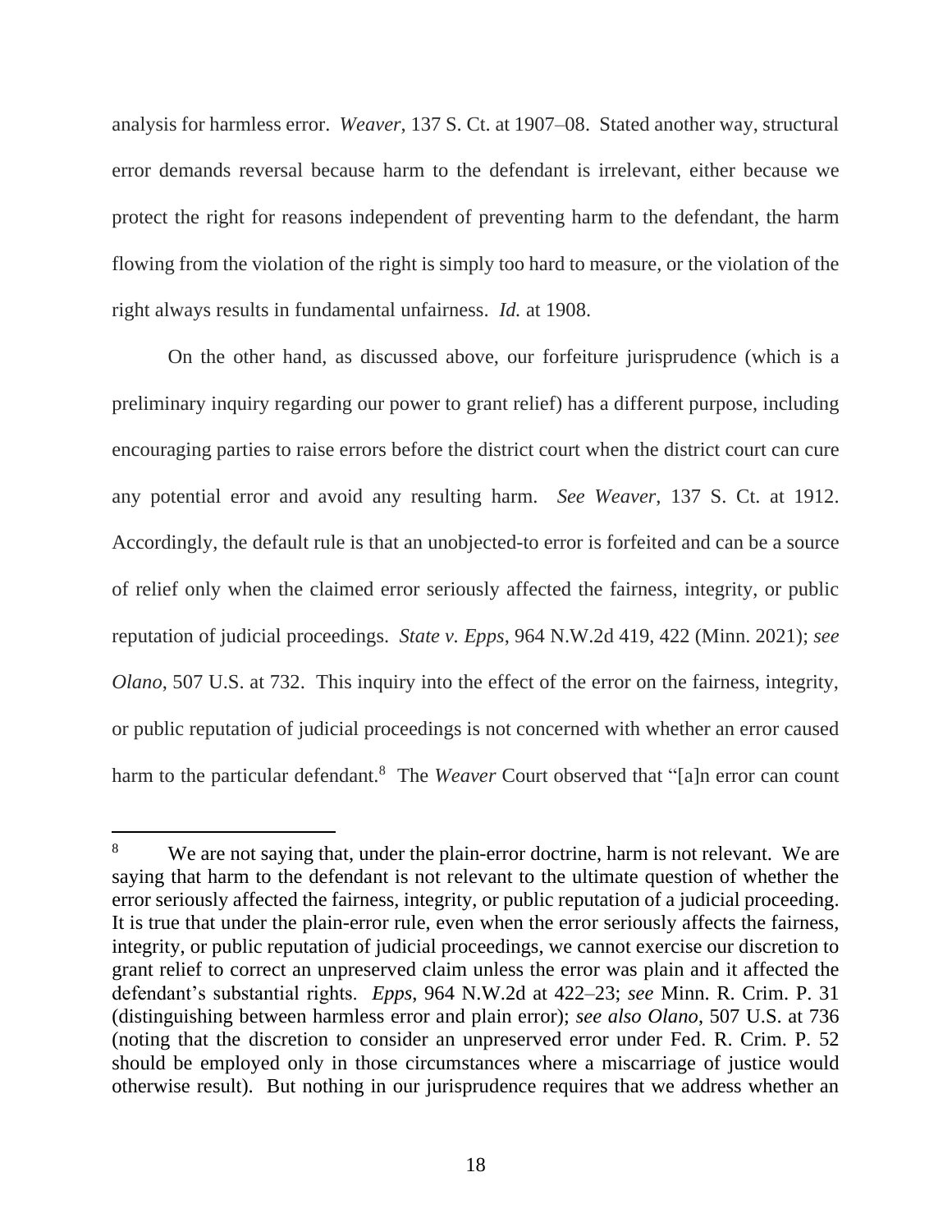analysis for harmless error. *Weaver*, 137 S. Ct. at 1907–08. Stated another way, structural error demands reversal because harm to the defendant is irrelevant, either because we protect the right for reasons independent of preventing harm to the defendant, the harm flowing from the violation of the right is simply too hard to measure, or the violation of the right always results in fundamental unfairness. *Id.* at 1908.

On the other hand, as discussed above, our forfeiture jurisprudence (which is a preliminary inquiry regarding our power to grant relief) has a different purpose, including encouraging parties to raise errors before the district court when the district court can cure any potential error and avoid any resulting harm. *See Weaver*, 137 S. Ct. at 1912. Accordingly, the default rule is that an unobjected-to error is forfeited and can be a source of relief only when the claimed error seriously affected the fairness, integrity, or public reputation of judicial proceedings. *State v. Epps*, 964 N.W.2d 419, 422 (Minn. 2021); *see Olano*, 507 U.S. at 732. This inquiry into the effect of the error on the fairness, integrity, or public reputation of judicial proceedings is not concerned with whether an error caused harm to the particular defendant.[8] The *Weaver* Court observed that "[a]n error can count

---

[8] We are not saying that, under the plain-error doctrine, harm is not relevant. We are saying that harm to the defendant is not relevant to the ultimate question of whether the error seriously affected the fairness, integrity, or public reputation of a judicial proceeding. It is true that under the plain-error rule, even when the error seriously affects the fairness, integrity, or public reputation of judicial proceedings, we cannot exercise our discretion to grant relief to correct an unpreserved claim unless the error was plain and it affected the defendant's substantial rights. *Epps*, 964 N.W.2d at 422–23; *see* Minn. R. Crim. P. 31 (distinguishing between harmless error and plain error); *see also Olano*, 507 U.S. at 736 (noting that the discretion to consider an unpreserved error under Fed. R. Crim. P. 52 should be employed only in those circumstances where a miscarriage of justice would otherwise result). But nothing in our jurisprudence requires that we address whether an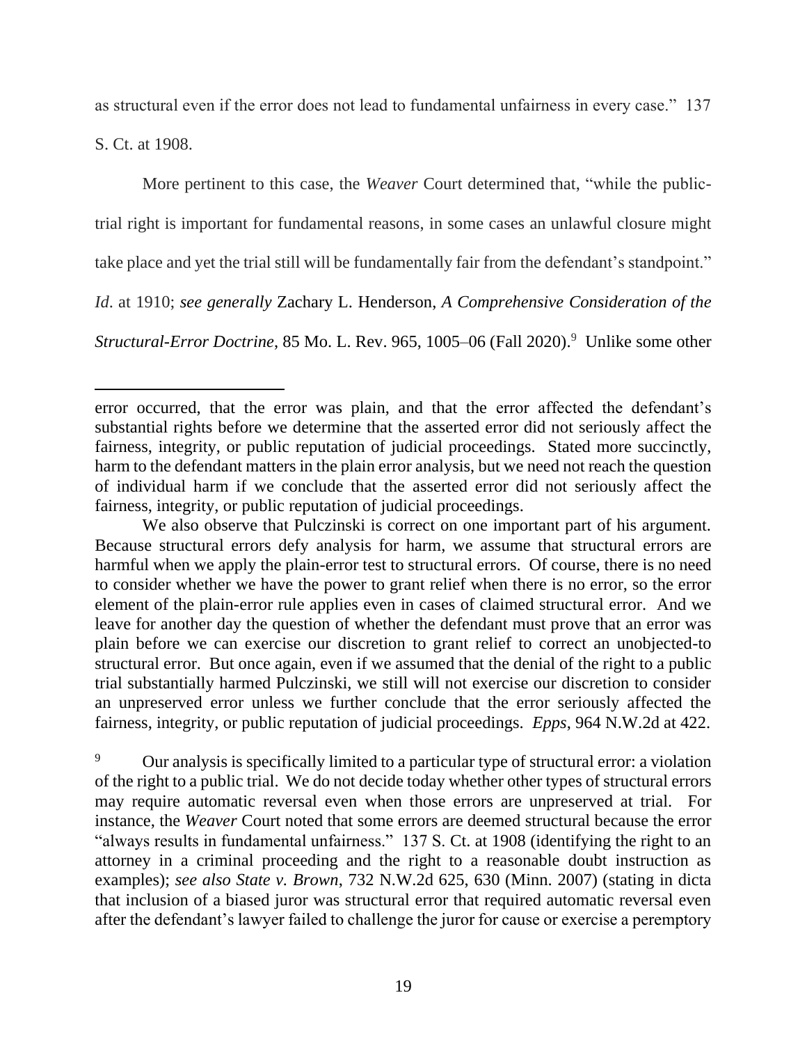as structural even if the error does not lead to fundamental unfairness in every case." 137 S. Ct. at 1908.

More pertinent to this case, the *Weaver* Court determined that, "while the public-trial right is important for fundamental reasons, in some cases an unlawful closure might take place and yet the trial still will be fundamentally fair from the defendant's standpoint." *Id*. at 1910; *see generally* Zachary L. Henderson, *A Comprehensive Consideration of the Structural-Error Doctrine*, 85 Mo. L. Rev. 965, 1005–06 (Fall 2020).[9] Unlike some other

---

error occurred, that the error was plain, and that the error affected the defendant's substantial rights before we determine that the asserted error did not seriously affect the fairness, integrity, or public reputation of judicial proceedings. Stated more succinctly, harm to the defendant matters in the plain error analysis, but we need not reach the question of individual harm if we conclude that the asserted error did not seriously affect the fairness, integrity, or public reputation of judicial proceedings.

We also observe that Pulczinski is correct on one important part of his argument. Because structural errors defy analysis for harm, we assume that structural errors are harmful when we apply the plain-error test to structural errors. Of course, there is no need to consider whether we have the power to grant relief when there is no error, so the error element of the plain-error rule applies even in cases of claimed structural error. And we leave for another day the question of whether the defendant must prove that an error was plain before we can exercise our discretion to grant relief to correct an unobjected-to structural error. But once again, even if we assumed that the denial of the right to a public trial substantially harmed Pulczinski, we still will not exercise our discretion to consider an unpreserved error unless we further conclude that the error seriously affected the fairness, integrity, or public reputation of judicial proceedings. *Epps*, 964 N.W.2d at 422.

[9] Our analysis is specifically limited to a particular type of structural error: a violation of the right to a public trial. We do not decide today whether other types of structural errors may require automatic reversal even when those errors are unpreserved at trial. For instance, the *Weaver* Court noted that some errors are deemed structural because the error "always results in fundamental unfairness." 137 S. Ct. at 1908 (identifying the right to an attorney in a criminal proceeding and the right to a reasonable doubt instruction as examples); *see also State v. Brown*, 732 N.W.2d 625, 630 (Minn. 2007) (stating in dicta that inclusion of a biased juror was structural error that required automatic reversal even after the defendant's lawyer failed to challenge the juror for cause or exercise a peremptory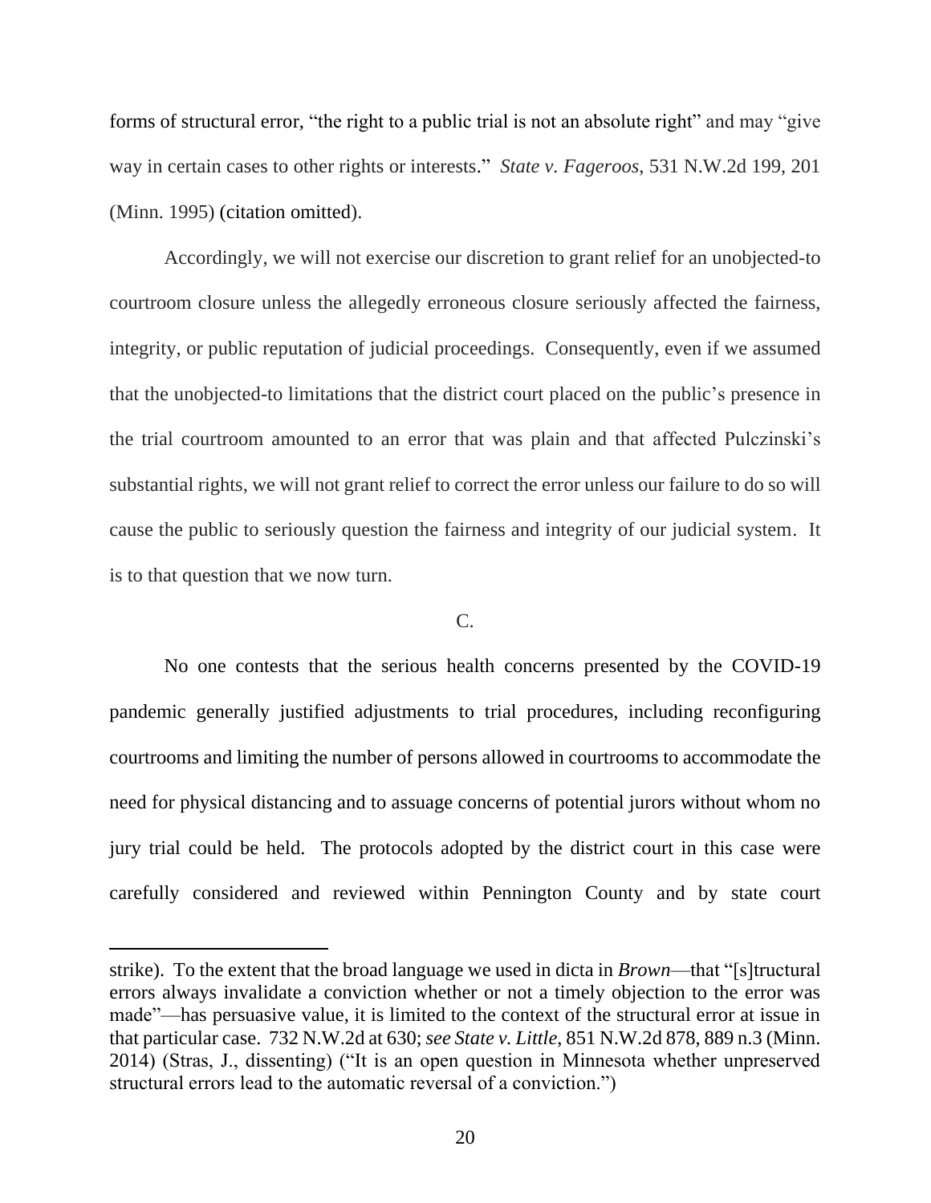forms of structural error, "the right to a public trial is not an absolute right" and may "give way in certain cases to other rights or interests." *State v. Fageroos*, 531 N.W.2d 199, 201 (Minn. 1995) (citation omitted).

Accordingly, we will not exercise our discretion to grant relief for an unobjected-to courtroom closure unless the allegedly erroneous closure seriously affected the fairness, integrity, or public reputation of judicial proceedings. Consequently, even if we assumed that the unobjected-to limitations that the district court placed on the public's presence in the trial courtroom amounted to an error that was plain and that affected Pulczinski's substantial rights, we will not grant relief to correct the error unless our failure to do so will cause the public to seriously question the fairness and integrity of our judicial system. It is to that question that we now turn.

C.

No one contests that the serious health concerns presented by the COVID-19 pandemic generally justified adjustments to trial procedures, including reconfiguring courtrooms and limiting the number of persons allowed in courtrooms to accommodate the need for physical distancing and to assuage concerns of potential jurors without whom no jury trial could be held. The protocols adopted by the district court in this case were carefully considered and reviewed within Pennington County and by state court

---

strike). To the extent that the broad language we used in dicta in *Brown*—that "[s]tructural errors always invalidate a conviction whether or not a timely objection to the error was made"—has persuasive value, it is limited to the context of the structural error at issue in that particular case. 732 N.W.2d at 630; *see State v. Little*, 851 N.W.2d 878, 889 n.3 (Minn. 2014) (Stras, J., dissenting) ("It is an open question in Minnesota whether unpreserved structural errors lead to the automatic reversal of a conviction.")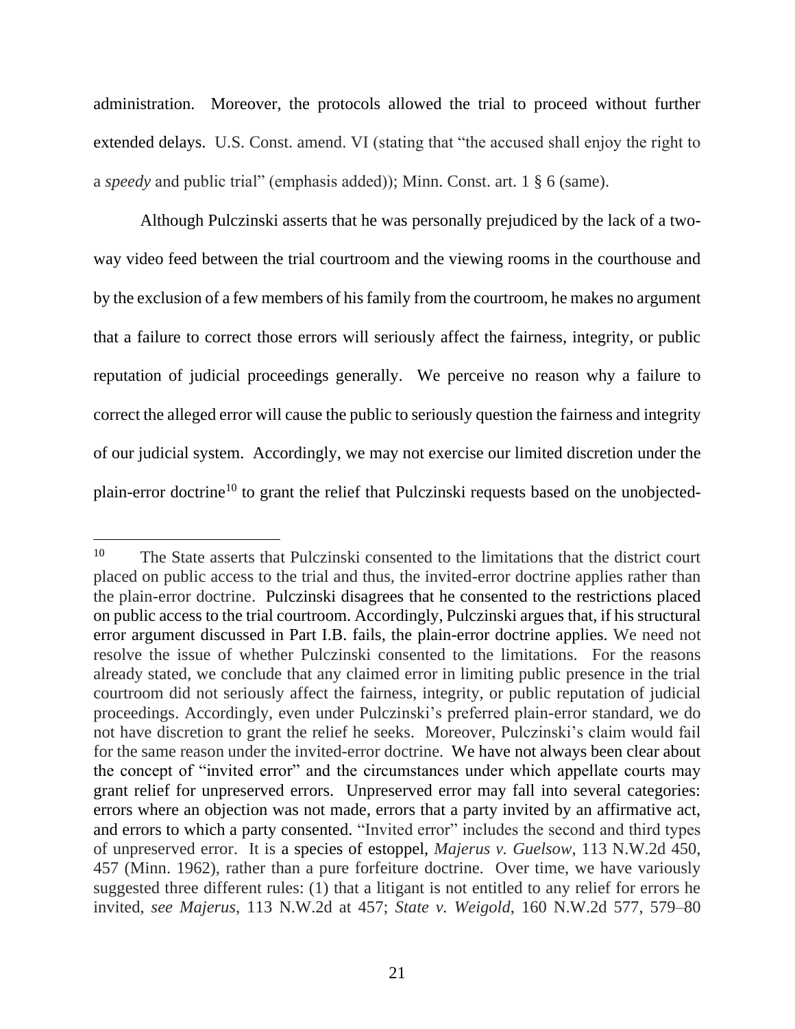administration. Moreover, the protocols allowed the trial to proceed without further extended delays. U.S. Const. amend. VI (stating that "the accused shall enjoy the right to a *speedy* and public trial" (emphasis added)); Minn. Const. art. 1 § 6 (same).

Although Pulczinski asserts that he was personally prejudiced by the lack of a two-way video feed between the trial courtroom and the viewing rooms in the courthouse and by the exclusion of a few members of his family from the courtroom, he makes no argument that a failure to correct those errors will seriously affect the fairness, integrity, or public reputation of judicial proceedings generally. We perceive no reason why a failure to correct the alleged error will cause the public to seriously question the fairness and integrity of our judicial system. Accordingly, we may not exercise our limited discretion under the plain-error doctrine[10] to grant the relief that Pulczinski requests based on the unobjected-

---

[10] The State asserts that Pulczinski consented to the limitations that the district court placed on public access to the trial and thus, the invited-error doctrine applies rather than the plain-error doctrine. Pulczinski disagrees that he consented to the restrictions placed on public access to the trial courtroom. Accordingly, Pulczinski argues that, if his structural error argument discussed in Part I.B. fails, the plain-error doctrine applies. We need not resolve the issue of whether Pulczinski consented to the limitations. For the reasons already stated, we conclude that any claimed error in limiting public presence in the trial courtroom did not seriously affect the fairness, integrity, or public reputation of judicial proceedings. Accordingly, even under Pulczinski's preferred plain-error standard, we do not have discretion to grant the relief he seeks. Moreover, Pulczinski's claim would fail for the same reason under the invited-error doctrine. We have not always been clear about the concept of "invited error" and the circumstances under which appellate courts may grant relief for unpreserved errors. Unpreserved error may fall into several categories: errors where an objection was not made, errors that a party invited by an affirmative act, and errors to which a party consented. "Invited error" includes the second and third types of unpreserved error. It is a species of estoppel, *Majerus v. Guelsow*, 113 N.W.2d 450, 457 (Minn. 1962), rather than a pure forfeiture doctrine. Over time, we have variously suggested three different rules: (1) that a litigant is not entitled to any relief for errors he invited, *see Majerus*, 113 N.W.2d at 457; *State v. Weigold*, 160 N.W.2d 577, 579–80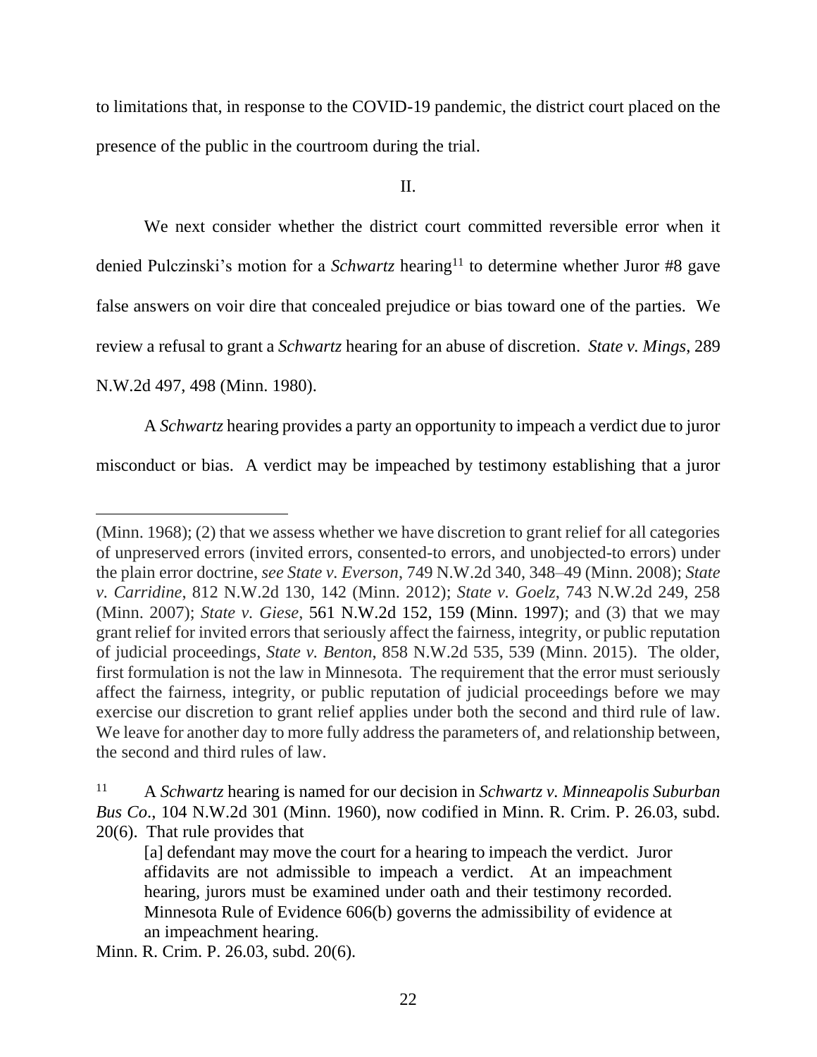to limitations that, in response to the COVID-19 pandemic, the district court placed on the presence of the public in the courtroom during the trial.

II.

We next consider whether the district court committed reversible error when it denied Pulczinski's motion for a *Schwartz* hearing[11] to determine whether Juror #8 gave false answers on voir dire that concealed prejudice or bias toward one of the parties. We review a refusal to grant a *Schwartz* hearing for an abuse of discretion. *State v. Mings*, 289 N.W.2d 497, 498 (Minn. 1980).

A *Schwartz* hearing provides a party an opportunity to impeach a verdict due to juror misconduct or bias. A verdict may be impeached by testimony establishing that a juror

---

(Minn. 1968); (2) that we assess whether we have discretion to grant relief for all categories of unpreserved errors (invited errors, consented-to errors, and unobjected-to errors) under the plain error doctrine, *see State v. Everson*, 749 N.W.2d 340, 348–49 (Minn. 2008); *State v. Carridine*, 812 N.W.2d 130, 142 (Minn. 2012); *State v. Goelz*, 743 N.W.2d 249, 258 (Minn. 2007); *State v. Giese*, 561 N.W.2d 152, 159 (Minn. 1997); and (3) that we may grant relief for invited errors that seriously affect the fairness, integrity, or public reputation of judicial proceedings, *State v. Benton*, 858 N.W.2d 535, 539 (Minn. 2015). The older, first formulation is not the law in Minnesota. The requirement that the error must seriously affect the fairness, integrity, or public reputation of judicial proceedings before we may exercise our discretion to grant relief applies under both the second and third rule of law. We leave for another day to more fully address the parameters of, and relationship between, the second and third rules of law.

[11] A *Schwartz* hearing is named for our decision in *Schwartz v. Minneapolis Suburban Bus Co*., 104 N.W.2d 301 (Minn. 1960), now codified in Minn. R. Crim. P. 26.03, subd. 20(6). That rule provides that

> [a] defendant may move the court for a hearing to impeach the verdict. Juror affidavits are not admissible to impeach a verdict. At an impeachment hearing, jurors must be examined under oath and their testimony recorded. Minnesota Rule of Evidence 606(b) governs the admissibility of evidence at an impeachment hearing.

Minn. R. Crim. P. 26.03, subd. 20(6).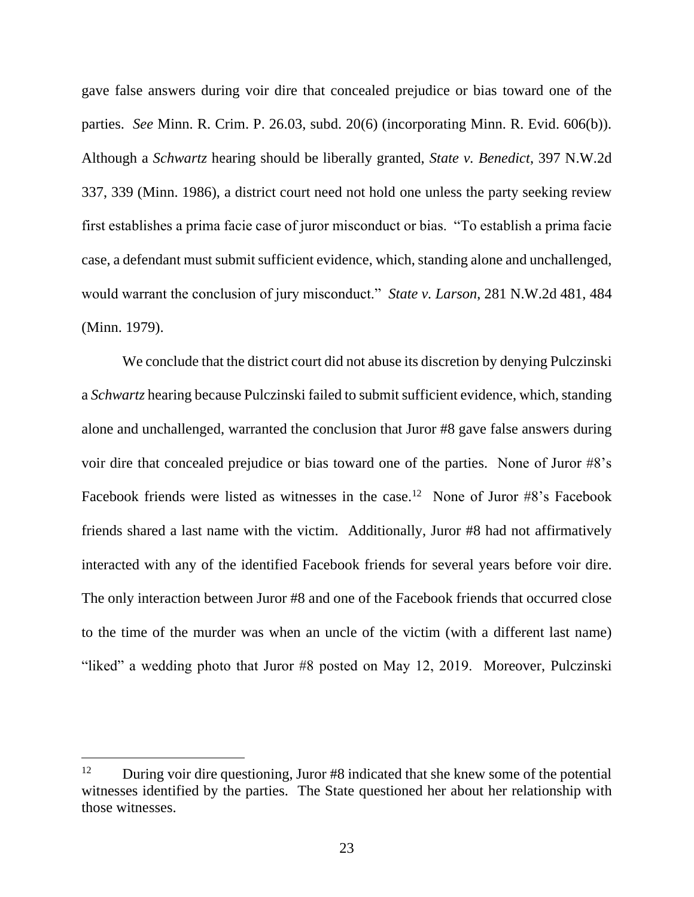gave false answers during voir dire that concealed prejudice or bias toward one of the parties. *See* Minn. R. Crim. P. 26.03, subd. 20(6) (incorporating Minn. R. Evid. 606(b)). Although a *Schwartz* hearing should be liberally granted, *State v. Benedict*, 397 N.W.2d 337, 339 (Minn. 1986), a district court need not hold one unless the party seeking review first establishes a prima facie case of juror misconduct or bias. "To establish a prima facie case, a defendant must submit sufficient evidence, which, standing alone and unchallenged, would warrant the conclusion of jury misconduct." *State v. Larson*, 281 N.W.2d 481, 484 (Minn. 1979).

We conclude that the district court did not abuse its discretion by denying Pulczinski a *Schwartz* hearing because Pulczinski failed to submit sufficient evidence, which, standing alone and unchallenged, warranted the conclusion that Juror #8 gave false answers during voir dire that concealed prejudice or bias toward one of the parties. None of Juror #8's Facebook friends were listed as witnesses in the case.[12] None of Juror #8's Facebook friends shared a last name with the victim. Additionally, Juror #8 had not affirmatively interacted with any of the identified Facebook friends for several years before voir dire. The only interaction between Juror #8 and one of the Facebook friends that occurred close to the time of the murder was when an uncle of the victim (with a different last name) "liked" a wedding photo that Juror #8 posted on May 12, 2019. Moreover, Pulczinski

[12] During voir dire questioning, Juror #8 indicated that she knew some of the potential witnesses identified by the parties. The State questioned her about her relationship with those witnesses.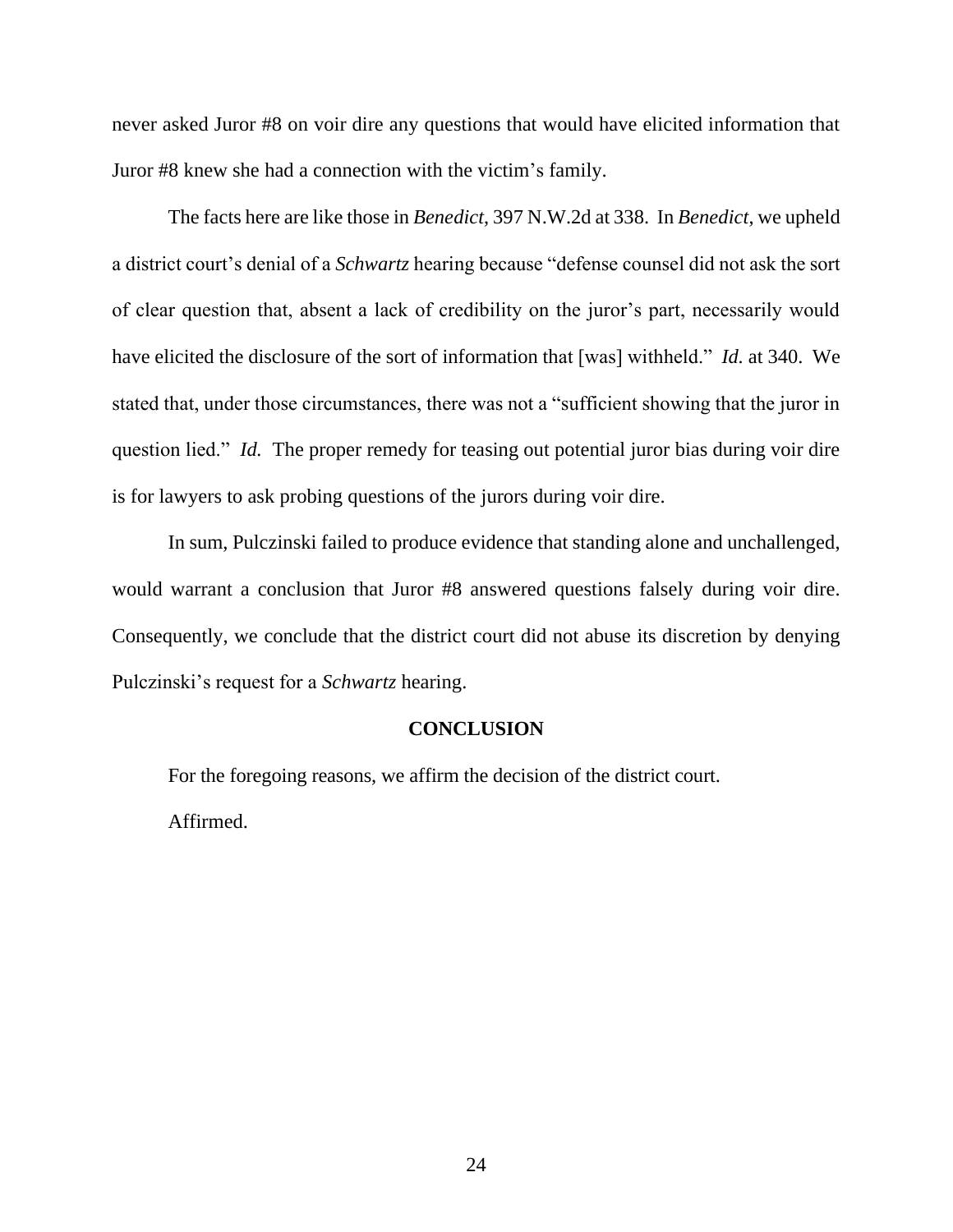never asked Juror #8 on voir dire any questions that would have elicited information that Juror #8 knew she had a connection with the victim's family.

The facts here are like those in *Benedict*, 397 N.W.2d at 338. In *Benedict*, we upheld a district court's denial of a *Schwartz* hearing because "defense counsel did not ask the sort of clear question that, absent a lack of credibility on the juror's part, necessarily would have elicited the disclosure of the sort of information that [was] withheld." *Id.* at 340. We stated that, under those circumstances, there was not a "sufficient showing that the juror in question lied." *Id.* The proper remedy for teasing out potential juror bias during voir dire is for lawyers to ask probing questions of the jurors during voir dire.

In sum, Pulczinski failed to produce evidence that standing alone and unchallenged, would warrant a conclusion that Juror #8 answered questions falsely during voir dire. Consequently, we conclude that the district court did not abuse its discretion by denying Pulczinski's request for a *Schwartz* hearing.

## CONCLUSION

For the foregoing reasons, we affirm the decision of the district court.

Affirmed.